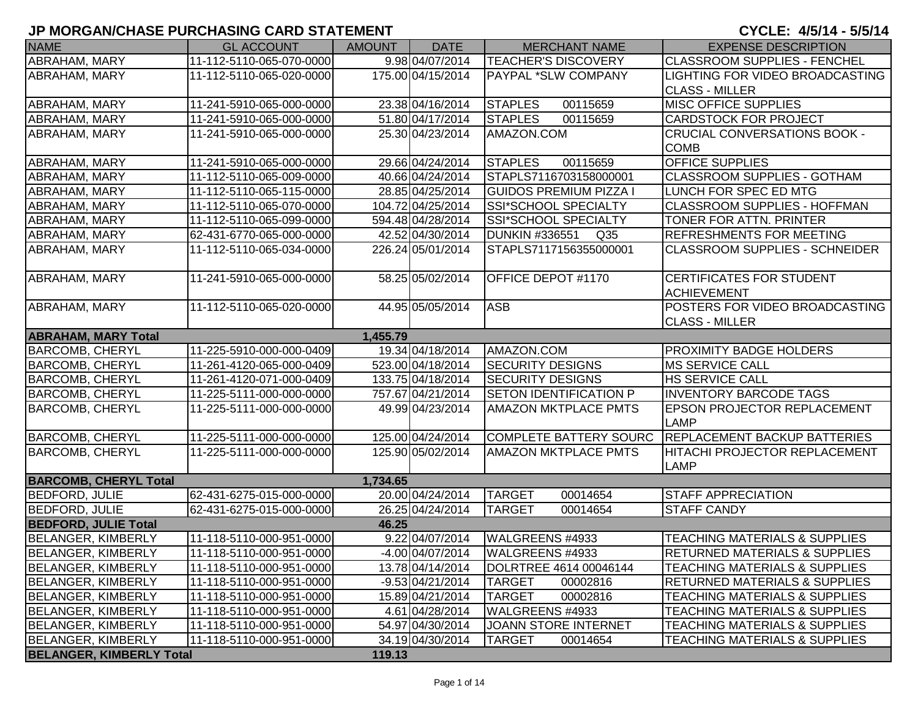# JP MORGAN/CHASE PURCHASING CARD STATEMENT

**CYCLE: 4/5/14 - 5/5/14**

| NAME | GL ACCOUNT | AMOUNT | DATE | MERCHANT NAME | EXPENSE DESCRIPTION |
|---|---|---|---|---|---|
| ABRAHAM, MARY | 11-112-5110-065-070-0000 | 9.98 | 04/07/2014 | TEACHER'S DISCOVERY | CLASSROOM SUPPLIES - FENCHEL |
| ABRAHAM, MARY | 11-112-5110-065-020-0000 | 175.00 | 04/15/2014 | PAYPAL *SLW COMPANY | LIGHTING FOR VIDEO BROADCASTING CLASS - MILLER |
| ABRAHAM, MARY | 11-241-5910-065-000-0000 | 23.38 | 04/16/2014 | STAPLES 00115659 | MISC OFFICE SUPPLIES |
| ABRAHAM, MARY | 11-241-5910-065-000-0000 | 51.80 | 04/17/2014 | STAPLES 00115659 | CARDSTOCK FOR PROJECT |
| ABRAHAM, MARY | 11-241-5910-065-000-0000 | 25.30 | 04/23/2014 | AMAZON.COM | CRUCIAL CONVERSATIONS BOOK - COMB |
| ABRAHAM, MARY | 11-241-5910-065-000-0000 | 29.66 | 04/24/2014 | STAPLES 00115659 | OFFICE SUPPLIES |
| ABRAHAM, MARY | 11-112-5110-065-009-0000 | 40.66 | 04/24/2014 | STAPLS7116703158000001 | CLASSROOM SUPPLIES - GOTHAM |
| ABRAHAM, MARY | 11-112-5110-065-115-0000 | 28.85 | 04/25/2014 | GUIDOS PREMIUM PIZZA I | LUNCH FOR SPEC ED MTG |
| ABRAHAM, MARY | 11-112-5110-065-070-0000 | 104.72 | 04/25/2014 | SSI*SCHOOL SPECIALTY | CLASSROOM SUPPLIES - HOFFMAN |
| ABRAHAM, MARY | 11-112-5110-065-099-0000 | 594.48 | 04/28/2014 | SSI*SCHOOL SPECIALTY | TONER FOR ATTN. PRINTER |
| ABRAHAM, MARY | 62-431-6770-065-000-0000 | 42.52 | 04/30/2014 | DUNKIN #336551 Q35 | REFRESHMENTS FOR MEETING |
| ABRAHAM, MARY | 11-112-5110-065-034-0000 | 226.24 | 05/01/2014 | STAPLS7117156355000001 | CLASSROOM SUPPLIES - SCHNEIDER |
| ABRAHAM, MARY | 11-241-5910-065-000-0000 | 58.25 | 05/02/2014 | OFFICE DEPOT #1170 | CERTIFICATES FOR STUDENT ACHIEVEMENT |
| ABRAHAM, MARY | 11-112-5110-065-020-0000 | 44.95 | 05/05/2014 | ASB | POSTERS FOR VIDEO BROADCASTING CLASS - MILLER |
| **ABRAHAM, MARY Total** | | **1,455.79** | | | |
| BARCOMB, CHERYL | 11-225-5910-000-000-0409 | 19.34 | 04/18/2014 | AMAZON.COM | PROXIMITY BADGE HOLDERS |
| BARCOMB, CHERYL | 11-261-4120-065-000-0409 | 523.00 | 04/18/2014 | SECURITY DESIGNS | MS SERVICE CALL |
| BARCOMB, CHERYL | 11-261-4120-071-000-0409 | 133.75 | 04/18/2014 | SECURITY DESIGNS | HS SERVICE CALL |
| BARCOMB, CHERYL | 11-225-5111-000-000-0000 | 757.67 | 04/21/2014 | SETON IDENTIFICATION P | INVENTORY BARCODE TAGS |
| BARCOMB, CHERYL | 11-225-5111-000-000-0000 | 49.99 | 04/23/2014 | AMAZON MKTPLACE PMTS | EPSON PROJECTOR REPLACEMENT LAMP |
| BARCOMB, CHERYL | 11-225-5111-000-000-0000 | 125.00 | 04/24/2014 | COMPLETE BATTERY SOURC | REPLACEMENT BACKUP BATTERIES |
| BARCOMB, CHERYL | 11-225-5111-000-000-0000 | 125.90 | 05/02/2014 | AMAZON MKTPLACE PMTS | HITACHI PROJECTOR REPLACEMENT LAMP |
| **BARCOMB, CHERYL Total** | | **1,734.65** | | | |
| BEDFORD, JULIE | 62-431-6275-015-000-0000 | 20.00 | 04/24/2014 | TARGET 00014654 | STAFF APPRECIATION |
| BEDFORD, JULIE | 62-431-6275-015-000-0000 | 26.25 | 04/24/2014 | TARGET 00014654 | STAFF CANDY |
| **BEDFORD, JULIE Total** | | **46.25** | | | |
| BELANGER, KIMBERLY | 11-118-5110-000-951-0000 | 9.22 | 04/07/2014 | WALGREENS #4933 | TEACHING MATERIALS & SUPPLIES |
| BELANGER, KIMBERLY | 11-118-5110-000-951-0000 | -4.00 | 04/07/2014 | WALGREENS #4933 | RETURNED MATERIALS & SUPPLIES |
| BELANGER, KIMBERLY | 11-118-5110-000-951-0000 | 13.78 | 04/14/2014 | DOLRTREE 4614 00046144 | TEACHING MATERIALS & SUPPLIES |
| BELANGER, KIMBERLY | 11-118-5110-000-951-0000 | -9.53 | 04/21/2014 | TARGET 00002816 | RETURNED MATERIALS & SUPPLIES |
| BELANGER, KIMBERLY | 11-118-5110-000-951-0000 | 15.89 | 04/21/2014 | TARGET 00002816 | TEACHING MATERIALS & SUPPLIES |
| BELANGER, KIMBERLY | 11-118-5110-000-951-0000 | 4.61 | 04/28/2014 | WALGREENS #4933 | TEACHING MATERIALS & SUPPLIES |
| BELANGER, KIMBERLY | 11-118-5110-000-951-0000 | 54.97 | 04/30/2014 | JOANN STORE INTERNET | TEACHING MATERIALS & SUPPLIES |
| BELANGER, KIMBERLY | 11-118-5110-000-951-0000 | 34.19 | 04/30/2014 | TARGET 00014654 | TEACHING MATERIALS & SUPPLIES |
| **BELANGER, KIMBERLY Total** | | **119.13** | | | |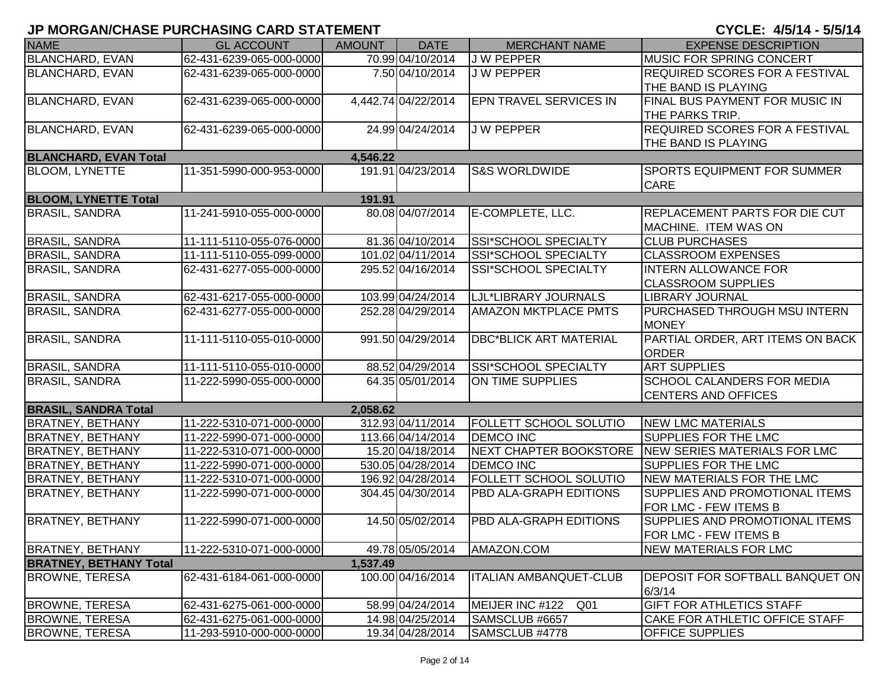## JP MORGAN/CHASE PURCHASING CARD STATEMENT

**CYCLE: 4/5/14 - 5/5/14**

| NAME | GL ACCOUNT | AMOUNT | DATE | MERCHANT NAME | EXPENSE DESCRIPTION |
|---|---|---|---|---|---|
| BLANCHARD, EVAN | 62-431-6239-065-000-0000 | 70.99 | 04/10/2014 | J W PEPPER | MUSIC FOR SPRING CONCERT |
| BLANCHARD, EVAN | 62-431-6239-065-000-0000 | 7.50 | 04/10/2014 | J W PEPPER | REQUIRED SCORES FOR A FESTIVAL THE BAND IS PLAYING |
| BLANCHARD, EVAN | 62-431-6239-065-000-0000 | 4,442.74 | 04/22/2014 | EPN TRAVEL SERVICES IN | FINAL BUS PAYMENT FOR MUSIC IN THE PARKS TRIP. |
| BLANCHARD, EVAN | 62-431-6239-065-000-0000 | 24.99 | 04/24/2014 | J W PEPPER | REQUIRED SCORES FOR A FESTIVAL THE BAND IS PLAYING |
| **BLANCHARD, EVAN Total** | | **4,546.22** | | | |
| BLOOM, LYNETTE | 11-351-5990-000-953-0000 | 191.91 | 04/23/2014 | S&S WORLDWIDE | SPORTS EQUIPMENT FOR SUMMER CARE |
| **BLOOM, LYNETTE Total** | | **191.91** | | | |
| BRASIL, SANDRA | 11-241-5910-055-000-0000 | 80.08 | 04/07/2014 | E-COMPLETE, LLC. | REPLACEMENT PARTS FOR DIE CUT MACHINE. ITEM WAS ON |
| BRASIL, SANDRA | 11-111-5110-055-076-0000 | 81.36 | 04/10/2014 | SSI*SCHOOL SPECIALTY | CLUB PURCHASES |
| BRASIL, SANDRA | 11-111-5110-055-099-0000 | 101.02 | 04/11/2014 | SSI*SCHOOL SPECIALTY | CLASSROOM EXPENSES |
| BRASIL, SANDRA | 62-431-6277-055-000-0000 | 295.52 | 04/16/2014 | SSI*SCHOOL SPECIALTY | INTERN ALLOWANCE FOR CLASSROOM SUPPLIES |
| BRASIL, SANDRA | 62-431-6217-055-000-0000 | 103.99 | 04/24/2014 | LJL*LIBRARY JOURNALS | LIBRARY JOURNAL |
| BRASIL, SANDRA | 62-431-6277-055-000-0000 | 252.28 | 04/29/2014 | AMAZON MKTPLACE PMTS | PURCHASED THROUGH MSU INTERN MONEY |
| BRASIL, SANDRA | 11-111-5110-055-010-0000 | 991.50 | 04/29/2014 | DBC*BLICK ART MATERIAL | PARTIAL ORDER, ART ITEMS ON BACK ORDER |
| BRASIL, SANDRA | 11-111-5110-055-010-0000 | 88.52 | 04/29/2014 | SSI*SCHOOL SPECIALTY | ART SUPPLIES |
| BRASIL, SANDRA | 11-222-5990-055-000-0000 | 64.35 | 05/01/2014 | ON TIME SUPPLIES | SCHOOL CALANDERS FOR MEDIA CENTERS AND OFFICES |
| **BRASIL, SANDRA Total** | | **2,058.62** | | | |
| BRATNEY, BETHANY | 11-222-5310-071-000-0000 | 312.93 | 04/11/2014 | FOLLETT SCHOOL SOLUTIO | NEW LMC MATERIALS |
| BRATNEY, BETHANY | 11-222-5990-071-000-0000 | 113.66 | 04/14/2014 | DEMCO INC | SUPPLIES FOR THE LMC |
| BRATNEY, BETHANY | 11-222-5310-071-000-0000 | 15.20 | 04/18/2014 | NEXT CHAPTER BOOKSTORE | NEW SERIES MATERIALS FOR LMC |
| BRATNEY, BETHANY | 11-222-5990-071-000-0000 | 530.05 | 04/28/2014 | DEMCO INC | SUPPLIES FOR THE LMC |
| BRATNEY, BETHANY | 11-222-5310-071-000-0000 | 196.92 | 04/28/2014 | FOLLETT SCHOOL SOLUTIO | NEW MATERIALS FOR THE LMC |
| BRATNEY, BETHANY | 11-222-5990-071-000-0000 | 304.45 | 04/30/2014 | PBD ALA-GRAPH EDITIONS | SUPPLIES AND PROMOTIONAL ITEMS FOR LMC - FEW ITEMS B |
| BRATNEY, BETHANY | 11-222-5990-071-000-0000 | 14.50 | 05/02/2014 | PBD ALA-GRAPH EDITIONS | SUPPLIES AND PROMOTIONAL ITEMS FOR LMC - FEW ITEMS B |
| BRATNEY, BETHANY | 11-222-5310-071-000-0000 | 49.78 | 05/05/2014 | AMAZON.COM | NEW MATERIALS FOR LMC |
| **BRATNEY, BETHANY Total** | | **1,537.49** | | | |
| BROWNE, TERESA | 62-431-6184-061-000-0000 | 100.00 | 04/16/2014 | ITALIAN AMBANQUET-CLUB | DEPOSIT FOR SOFTBALL BANQUET ON 6/3/14 |
| BROWNE, TERESA | 62-431-6275-061-000-0000 | 58.99 | 04/24/2014 | MEIJER INC #122 Q01 | GIFT FOR ATHLETICS STAFF |
| BROWNE, TERESA | 62-431-6275-061-000-0000 | 14.98 | 04/25/2014 | SAMSCLUB #6657 | CAKE FOR ATHLETIC OFFICE STAFF |
| BROWNE, TERESA | 11-293-5910-000-000-0000 | 19.34 | 04/28/2014 | SAMSCLUB #4778 | OFFICE SUPPLIES |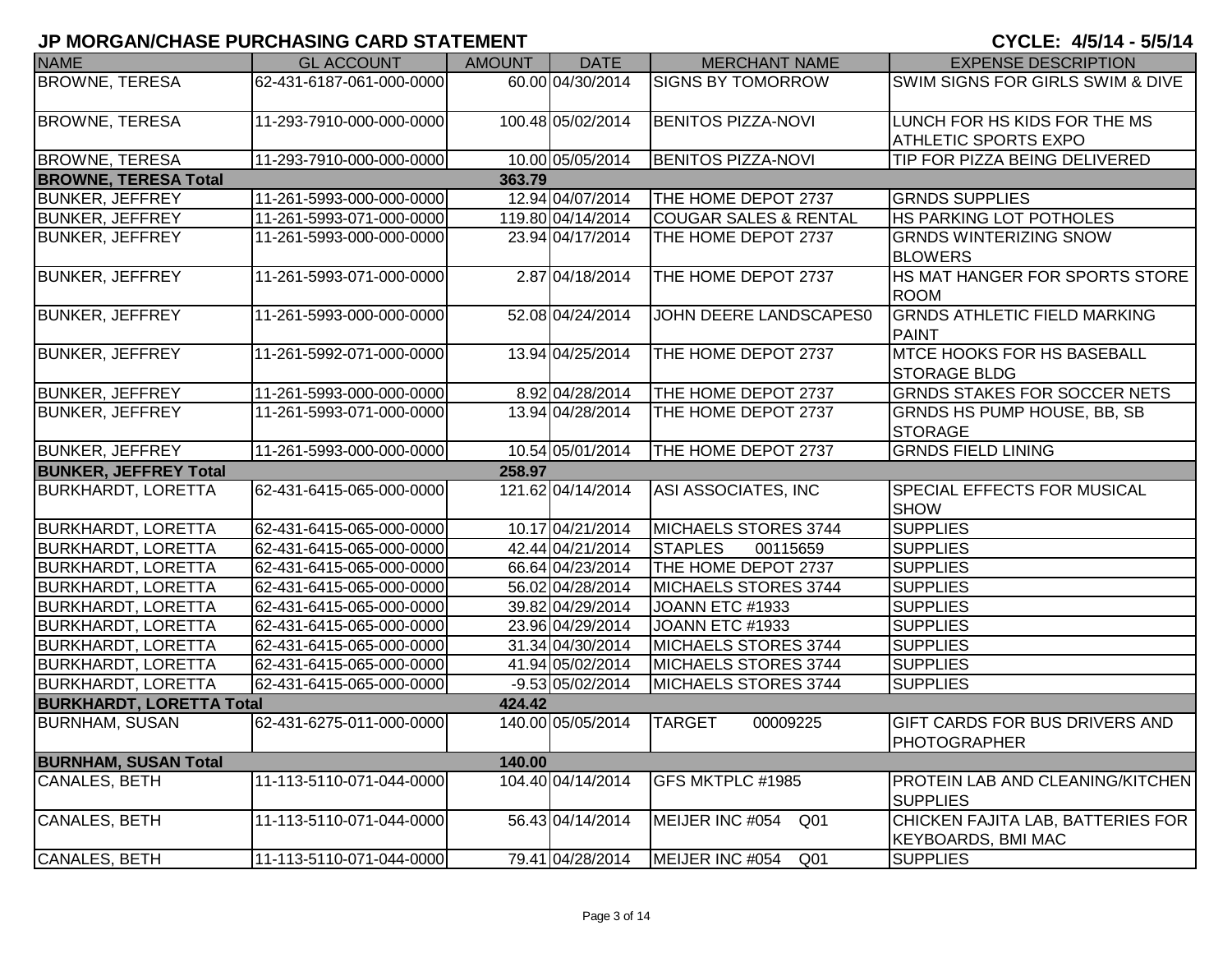## JP MORGAN/CHASE PURCHASING CARD STATEMENT

**CYCLE: 4/5/14 - 5/5/14**

| NAME | GL ACCOUNT | AMOUNT | DATE | MERCHANT NAME | EXPENSE DESCRIPTION |
|---|---|---|---|---|---|
| BROWNE, TERESA | 62-431-6187-061-000-0000 | 60.00 | 04/30/2014 | SIGNS BY TOMORROW | SWIM SIGNS FOR GIRLS SWIM & DIVE |
| BROWNE, TERESA | 11-293-7910-000-000-0000 | 100.48 | 05/02/2014 | BENITOS PIZZA-NOVI | LUNCH FOR HS KIDS FOR THE MS ATHLETIC SPORTS EXPO |
| BROWNE, TERESA | 11-293-7910-000-000-0000 | 10.00 | 05/05/2014 | BENITOS PIZZA-NOVI | TIP FOR PIZZA BEING DELIVERED |
| **BROWNE, TERESA Total** | | **363.79** | | | |
| BUNKER, JEFFREY | 11-261-5993-000-000-0000 | 12.94 | 04/07/2014 | THE HOME DEPOT 2737 | GRNDS SUPPLIES |
| BUNKER, JEFFREY | 11-261-5993-071-000-0000 | 119.80 | 04/14/2014 | COUGAR SALES & RENTAL | HS PARKING LOT POTHOLES |
| BUNKER, JEFFREY | 11-261-5993-000-000-0000 | 23.94 | 04/17/2014 | THE HOME DEPOT 2737 | GRNDS WINTERIZING SNOW BLOWERS |
| BUNKER, JEFFREY | 11-261-5993-071-000-0000 | 2.87 | 04/18/2014 | THE HOME DEPOT 2737 | HS MAT HANGER FOR SPORTS STORE ROOM |
| BUNKER, JEFFREY | 11-261-5993-000-000-0000 | 52.08 | 04/24/2014 | JOHN DEERE LANDSCAPES0 | GRNDS ATHLETIC FIELD MARKING PAINT |
| BUNKER, JEFFREY | 11-261-5992-071-000-0000 | 13.94 | 04/25/2014 | THE HOME DEPOT 2737 | MTCE HOOKS FOR HS BASEBALL STORAGE BLDG |
| BUNKER, JEFFREY | 11-261-5993-000-000-0000 | 8.92 | 04/28/2014 | THE HOME DEPOT 2737 | GRNDS STAKES FOR SOCCER NETS |
| BUNKER, JEFFREY | 11-261-5993-071-000-0000 | 13.94 | 04/28/2014 | THE HOME DEPOT 2737 | GRNDS HS PUMP HOUSE, BB, SB STORAGE |
| BUNKER, JEFFREY | 11-261-5993-000-000-0000 | 10.54 | 05/01/2014 | THE HOME DEPOT 2737 | GRNDS FIELD LINING |
| **BUNKER, JEFFREY Total** | | **258.97** | | | |
| BURKHARDT, LORETTA | 62-431-6415-065-000-0000 | 121.62 | 04/14/2014 | ASI ASSOCIATES, INC | SPECIAL EFFECTS FOR MUSICAL SHOW |
| BURKHARDT, LORETTA | 62-431-6415-065-000-0000 | 10.17 | 04/21/2014 | MICHAELS STORES 3744 | SUPPLIES |
| BURKHARDT, LORETTA | 62-431-6415-065-000-0000 | 42.44 | 04/21/2014 | STAPLES 00115659 | SUPPLIES |
| BURKHARDT, LORETTA | 62-431-6415-065-000-0000 | 66.64 | 04/23/2014 | THE HOME DEPOT 2737 | SUPPLIES |
| BURKHARDT, LORETTA | 62-431-6415-065-000-0000 | 56.02 | 04/28/2014 | MICHAELS STORES 3744 | SUPPLIES |
| BURKHARDT, LORETTA | 62-431-6415-065-000-0000 | 39.82 | 04/29/2014 | JOANN ETC #1933 | SUPPLIES |
| BURKHARDT, LORETTA | 62-431-6415-065-000-0000 | 23.96 | 04/29/2014 | JOANN ETC #1933 | SUPPLIES |
| BURKHARDT, LORETTA | 62-431-6415-065-000-0000 | 31.34 | 04/30/2014 | MICHAELS STORES 3744 | SUPPLIES |
| BURKHARDT, LORETTA | 62-431-6415-065-000-0000 | 41.94 | 05/02/2014 | MICHAELS STORES 3744 | SUPPLIES |
| BURKHARDT, LORETTA | 62-431-6415-065-000-0000 | -9.53 | 05/02/2014 | MICHAELS STORES 3744 | SUPPLIES |
| **BURKHARDT, LORETTA Total** | | **424.42** | | | |
| BURNHAM, SUSAN | 62-431-6275-011-000-0000 | 140.00 | 05/05/2014 | TARGET 00009225 | GIFT CARDS FOR BUS DRIVERS AND PHOTOGRAPHER |
| **BURNHAM, SUSAN Total** | | **140.00** | | | |
| CANALES, BETH | 11-113-5110-071-044-0000 | 104.40 | 04/14/2014 | GFS MKTPLC #1985 | PROTEIN LAB AND CLEANING/KITCHEN SUPPLIES |
| CANALES, BETH | 11-113-5110-071-044-0000 | 56.43 | 04/14/2014 | MEIJER INC #054 Q01 | CHICKEN FAJITA LAB, BATTERIES FOR KEYBOARDS, BMI MAC |
| CANALES, BETH | 11-113-5110-071-044-0000 | 79.41 | 04/28/2014 | MEIJER INC #054 Q01 | SUPPLIES |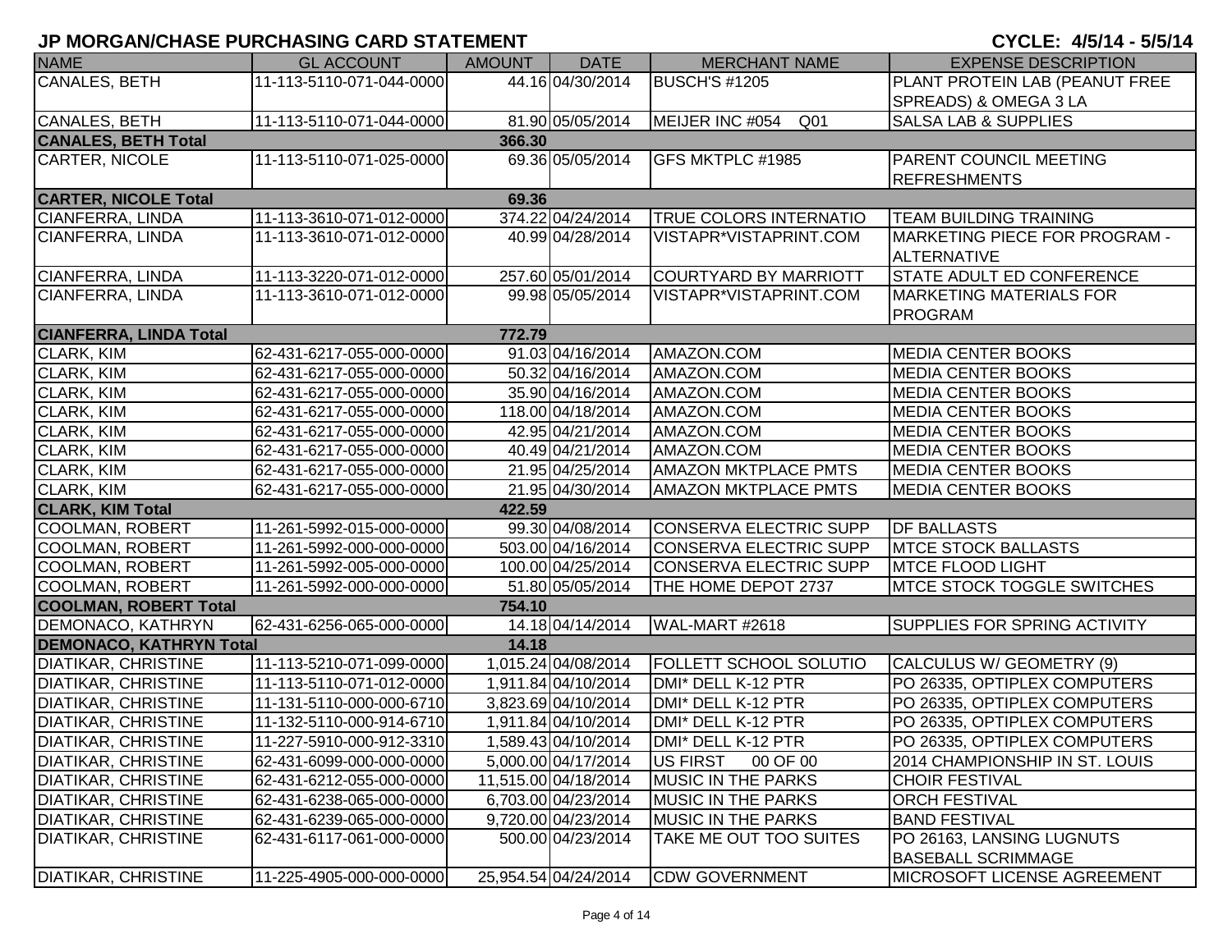## JP MORGAN/CHASE PURCHASING CARD STATEMENT

**CYCLE: 4/5/14 - 5/5/14**

| NAME | GL ACCOUNT | AMOUNT | DATE | MERCHANT NAME | EXPENSE DESCRIPTION |
|---|---|---|---|---|---|
| CANALES, BETH | 11-113-5110-071-044-0000 | 44.16 | 04/30/2014 | BUSCH'S #1205 | PLANT PROTEIN LAB (PEANUT FREE SPREADS) & OMEGA 3 LA |
| CANALES, BETH | 11-113-5110-071-044-0000 | 81.90 | 05/05/2014 | MEIJER INC #054 Q01 | SALSA LAB & SUPPLIES |
| **CANALES, BETH Total** | | **366.30** | | | |
| CARTER, NICOLE | 11-113-5110-071-025-0000 | 69.36 | 05/05/2014 | GFS MKTPLC #1985 | PARENT COUNCIL MEETING REFRESHMENTS |
| **CARTER, NICOLE Total** | | **69.36** | | | |
| CIANFERRA, LINDA | 11-113-3610-071-012-0000 | 374.22 | 04/24/2014 | TRUE COLORS INTERNATIO | TEAM BUILDING TRAINING |
| CIANFERRA, LINDA | 11-113-3610-071-012-0000 | 40.99 | 04/28/2014 | VISTAPR*VISTAPRINT.COM | MARKETING PIECE FOR PROGRAM - ALTERNATIVE |
| CIANFERRA, LINDA | 11-113-3220-071-012-0000 | 257.60 | 05/01/2014 | COURTYARD BY MARRIOTT | STATE ADULT ED CONFERENCE |
| CIANFERRA, LINDA | 11-113-3610-071-012-0000 | 99.98 | 05/05/2014 | VISTAPR*VISTAPRINT.COM | MARKETING MATERIALS FOR PROGRAM |
| **CIANFERRA, LINDA Total** | | **772.79** | | | |
| CLARK, KIM | 62-431-6217-055-000-0000 | 91.03 | 04/16/2014 | AMAZON.COM | MEDIA CENTER BOOKS |
| CLARK, KIM | 62-431-6217-055-000-0000 | 50.32 | 04/16/2014 | AMAZON.COM | MEDIA CENTER BOOKS |
| CLARK, KIM | 62-431-6217-055-000-0000 | 35.90 | 04/16/2014 | AMAZON.COM | MEDIA CENTER BOOKS |
| CLARK, KIM | 62-431-6217-055-000-0000 | 118.00 | 04/18/2014 | AMAZON.COM | MEDIA CENTER BOOKS |
| CLARK, KIM | 62-431-6217-055-000-0000 | 42.95 | 04/21/2014 | AMAZON.COM | MEDIA CENTER BOOKS |
| CLARK, KIM | 62-431-6217-055-000-0000 | 40.49 | 04/21/2014 | AMAZON.COM | MEDIA CENTER BOOKS |
| CLARK, KIM | 62-431-6217-055-000-0000 | 21.95 | 04/25/2014 | AMAZON MKTPLACE PMTS | MEDIA CENTER BOOKS |
| CLARK, KIM | 62-431-6217-055-000-0000 | 21.95 | 04/30/2014 | AMAZON MKTPLACE PMTS | MEDIA CENTER BOOKS |
| **CLARK, KIM Total** | | **422.59** | | | |
| COOLMAN, ROBERT | 11-261-5992-015-000-0000 | 99.30 | 04/08/2014 | CONSERVA ELECTRIC SUPP | DF BALLASTS |
| COOLMAN, ROBERT | 11-261-5992-000-000-0000 | 503.00 | 04/16/2014 | CONSERVA ELECTRIC SUPP | MTCE STOCK BALLASTS |
| COOLMAN, ROBERT | 11-261-5992-005-000-0000 | 100.00 | 04/25/2014 | CONSERVA ELECTRIC SUPP | MTCE FLOOD LIGHT |
| COOLMAN, ROBERT | 11-261-5992-000-000-0000 | 51.80 | 05/05/2014 | THE HOME DEPOT 2737 | MTCE STOCK TOGGLE SWITCHES |
| **COOLMAN, ROBERT Total** | | **754.10** | | | |
| DEMONACO, KATHRYN | 62-431-6256-065-000-0000 | 14.18 | 04/14/2014 | WAL-MART #2618 | SUPPLIES FOR SPRING ACTIVITY |
| **DEMONACO, KATHRYN Total** | | **14.18** | | | |
| DIATIKAR, CHRISTINE | 11-113-5210-071-099-0000 | 1,015.24 | 04/08/2014 | FOLLETT SCHOOL SOLUTIO | CALCULUS W/ GEOMETRY (9) |
| DIATIKAR, CHRISTINE | 11-113-5110-071-012-0000 | 1,911.84 | 04/10/2014 | DMI* DELL K-12 PTR | PO 26335, OPTIPLEX COMPUTERS |
| DIATIKAR, CHRISTINE | 11-131-5110-000-000-6710 | 3,823.69 | 04/10/2014 | DMI* DELL K-12 PTR | PO 26335, OPTIPLEX COMPUTERS |
| DIATIKAR, CHRISTINE | 11-132-5110-000-914-6710 | 1,911.84 | 04/10/2014 | DMI* DELL K-12 PTR | PO 26335, OPTIPLEX COMPUTERS |
| DIATIKAR, CHRISTINE | 11-227-5910-000-912-3310 | 1,589.43 | 04/10/2014 | DMI* DELL K-12 PTR | PO 26335, OPTIPLEX COMPUTERS |
| DIATIKAR, CHRISTINE | 62-431-6099-000-000-0000 | 5,000.00 | 04/17/2014 | US FIRST 00 OF 00 | 2014 CHAMPIONSHIP IN ST. LOUIS |
| DIATIKAR, CHRISTINE | 62-431-6212-055-000-0000 | 11,515.00 | 04/18/2014 | MUSIC IN THE PARKS | CHOIR FESTIVAL |
| DIATIKAR, CHRISTINE | 62-431-6238-065-000-0000 | 6,703.00 | 04/23/2014 | MUSIC IN THE PARKS | ORCH FESTIVAL |
| DIATIKAR, CHRISTINE | 62-431-6239-065-000-0000 | 9,720.00 | 04/23/2014 | MUSIC IN THE PARKS | BAND FESTIVAL |
| DIATIKAR, CHRISTINE | 62-431-6117-061-000-0000 | 500.00 | 04/23/2014 | TAKE ME OUT TOO SUITES | PO 26163, LANSING LUGNUTS BASEBALL SCRIMMAGE |
| DIATIKAR, CHRISTINE | 11-225-4905-000-000-0000 | 25,954.54 | 04/24/2014 | CDW GOVERNMENT | MICROSOFT LICENSE AGREEMENT |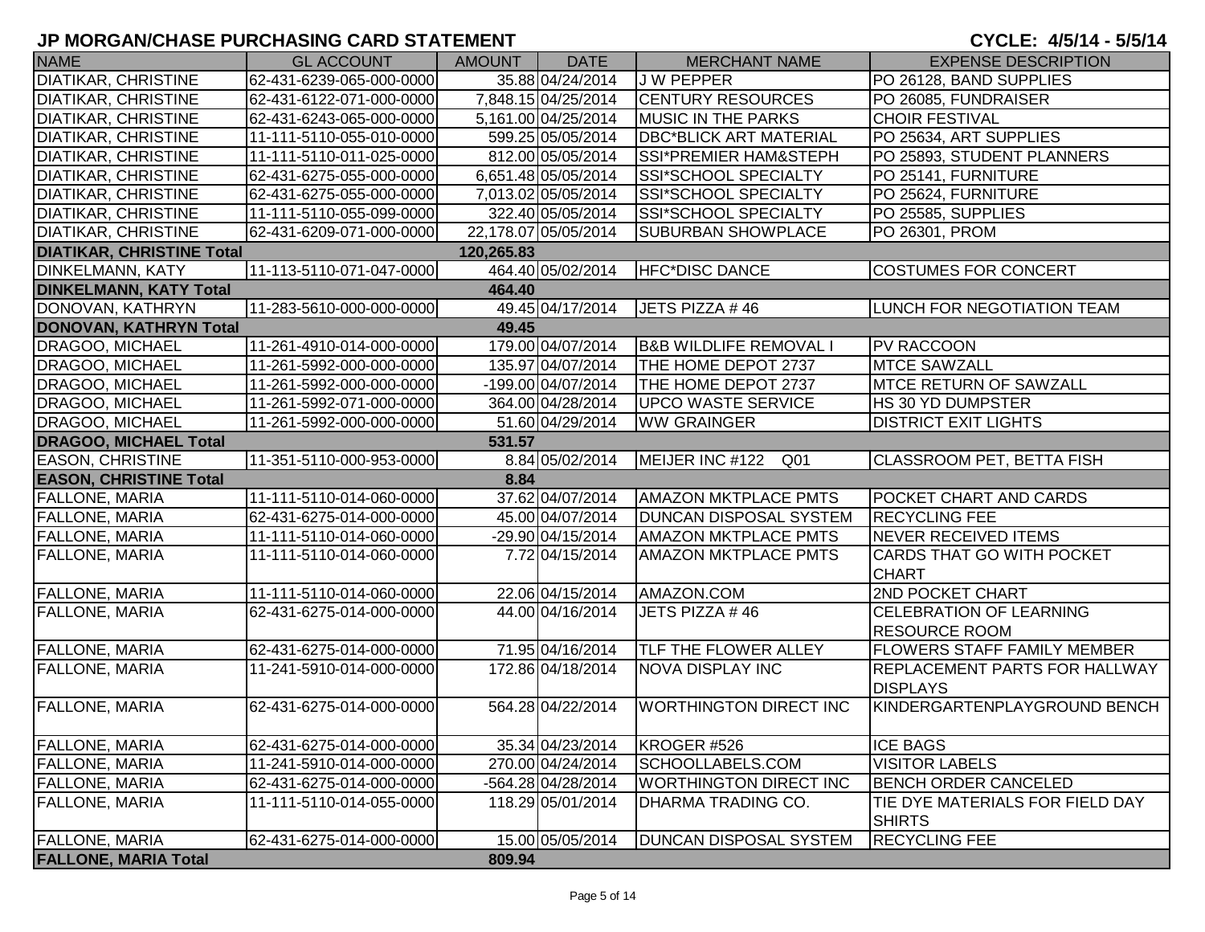# JP MORGAN/CHASE PURCHASING CARD STATEMENT

**CYCLE: 4/5/14 - 5/5/14**

| NAME | GL ACCOUNT | AMOUNT | DATE | MERCHANT NAME | EXPENSE DESCRIPTION |
|---|---|---|---|---|---|
| DIATIKAR, CHRISTINE | 62-431-6239-065-000-0000 | 35.88 | 04/24/2014 | J W PEPPER | PO 26128, BAND SUPPLIES |
| DIATIKAR, CHRISTINE | 62-431-6122-071-000-0000 | 7,848.15 | 04/25/2014 | CENTURY RESOURCES | PO 26085, FUNDRAISER |
| DIATIKAR, CHRISTINE | 62-431-6243-065-000-0000 | 5,161.00 | 04/25/2014 | MUSIC IN THE PARKS | CHOIR FESTIVAL |
| DIATIKAR, CHRISTINE | 11-111-5110-055-010-0000 | 599.25 | 05/05/2014 | DBC*BLICK ART MATERIAL | PO 25634, ART SUPPLIES |
| DIATIKAR, CHRISTINE | 11-111-5110-011-025-0000 | 812.00 | 05/05/2014 | SSI*PREMIER HAM&STEPH | PO 25893, STUDENT PLANNERS |
| DIATIKAR, CHRISTINE | 62-431-6275-055-000-0000 | 6,651.48 | 05/05/2014 | SSI*SCHOOL SPECIALTY | PO 25141, FURNITURE |
| DIATIKAR, CHRISTINE | 62-431-6275-055-000-0000 | 7,013.02 | 05/05/2014 | SSI*SCHOOL SPECIALTY | PO 25624, FURNITURE |
| DIATIKAR, CHRISTINE | 11-111-5110-055-099-0000 | 322.40 | 05/05/2014 | SSI*SCHOOL SPECIALTY | PO 25585, SUPPLIES |
| DIATIKAR, CHRISTINE | 62-431-6209-071-000-0000 | 22,178.07 | 05/05/2014 | SUBURBAN SHOWPLACE | PO 26301, PROM |
| **DIATIKAR, CHRISTINE Total** | | **120,265.83** | | | |
| DINKELMANN, KATY | 11-113-5110-071-047-0000 | 464.40 | 05/02/2014 | HFC*DISC DANCE | COSTUMES FOR CONCERT |
| **DINKELMANN, KATY Total** | | **464.40** | | | |
| DONOVAN, KATHRYN | 11-283-5610-000-000-0000 | 49.45 | 04/17/2014 | JETS PIZZA # 46 | LUNCH FOR NEGOTIATION TEAM |
| **DONOVAN, KATHRYN Total** | | **49.45** | | | |
| DRAGOO, MICHAEL | 11-261-4910-014-000-0000 | 179.00 | 04/07/2014 | B&B WILDLIFE REMOVAL I | PV RACCOON |
| DRAGOO, MICHAEL | 11-261-5992-000-000-0000 | 135.97 | 04/07/2014 | THE HOME DEPOT 2737 | MTCE SAWZALL |
| DRAGOO, MICHAEL | 11-261-5992-000-000-0000 | -199.00 | 04/07/2014 | THE HOME DEPOT 2737 | MTCE RETURN OF SAWZALL |
| DRAGOO, MICHAEL | 11-261-5992-071-000-0000 | 364.00 | 04/28/2014 | UPCO WASTE SERVICE | HS 30 YD DUMPSTER |
| DRAGOO, MICHAEL | 11-261-5992-000-000-0000 | 51.60 | 04/29/2014 | WW GRAINGER | DISTRICT EXIT LIGHTS |
| **DRAGOO, MICHAEL Total** | | **531.57** | | | |
| EASON, CHRISTINE | 11-351-5110-000-953-0000 | 8.84 | 05/02/2014 | MEIJER INC #122 Q01 | CLASSROOM PET, BETTA FISH |
| **EASON, CHRISTINE Total** | | **8.84** | | | |
| FALLONE, MARIA | 11-111-5110-014-060-0000 | 37.62 | 04/07/2014 | AMAZON MKTPLACE PMTS | POCKET CHART AND CARDS |
| FALLONE, MARIA | 62-431-6275-014-000-0000 | 45.00 | 04/07/2014 | DUNCAN DISPOSAL SYSTEM | RECYCLING FEE |
| FALLONE, MARIA | 11-111-5110-014-060-0000 | -29.90 | 04/15/2014 | AMAZON MKTPLACE PMTS | NEVER RECEIVED ITEMS |
| FALLONE, MARIA | 11-111-5110-014-060-0000 | 7.72 | 04/15/2014 | AMAZON MKTPLACE PMTS | CARDS THAT GO WITH POCKET CHART |
| FALLONE, MARIA | 11-111-5110-014-060-0000 | 22.06 | 04/15/2014 | AMAZON.COM | 2ND POCKET CHART |
| FALLONE, MARIA | 62-431-6275-014-000-0000 | 44.00 | 04/16/2014 | JETS PIZZA # 46 | CELEBRATION OF LEARNING RESOURCE ROOM |
| FALLONE, MARIA | 62-431-6275-014-000-0000 | 71.95 | 04/16/2014 | TLF THE FLOWER ALLEY | FLOWERS STAFF FAMILY MEMBER |
| FALLONE, MARIA | 11-241-5910-014-000-0000 | 172.86 | 04/18/2014 | NOVA DISPLAY INC | REPLACEMENT PARTS FOR HALLWAY DISPLAYS |
| FALLONE, MARIA | 62-431-6275-014-000-0000 | 564.28 | 04/22/2014 | WORTHINGTON DIRECT INC | KINDERGARTENPLAYGROUND BENCH |
| FALLONE, MARIA | 62-431-6275-014-000-0000 | 35.34 | 04/23/2014 | KROGER #526 | ICE BAGS |
| FALLONE, MARIA | 11-241-5910-014-000-0000 | 270.00 | 04/24/2014 | SCHOOLLABELS.COM | VISITOR LABELS |
| FALLONE, MARIA | 62-431-6275-014-000-0000 | -564.28 | 04/28/2014 | WORTHINGTON DIRECT INC | BENCH ORDER CANCELED |
| FALLONE, MARIA | 11-111-5110-014-055-0000 | 118.29 | 05/01/2014 | DHARMA TRADING CO. | TIE DYE MATERIALS FOR FIELD DAY SHIRTS |
| FALLONE, MARIA | 62-431-6275-014-000-0000 | 15.00 | 05/05/2014 | DUNCAN DISPOSAL SYSTEM | RECYCLING FEE |
| **FALLONE, MARIA Total** | | **809.94** | | | |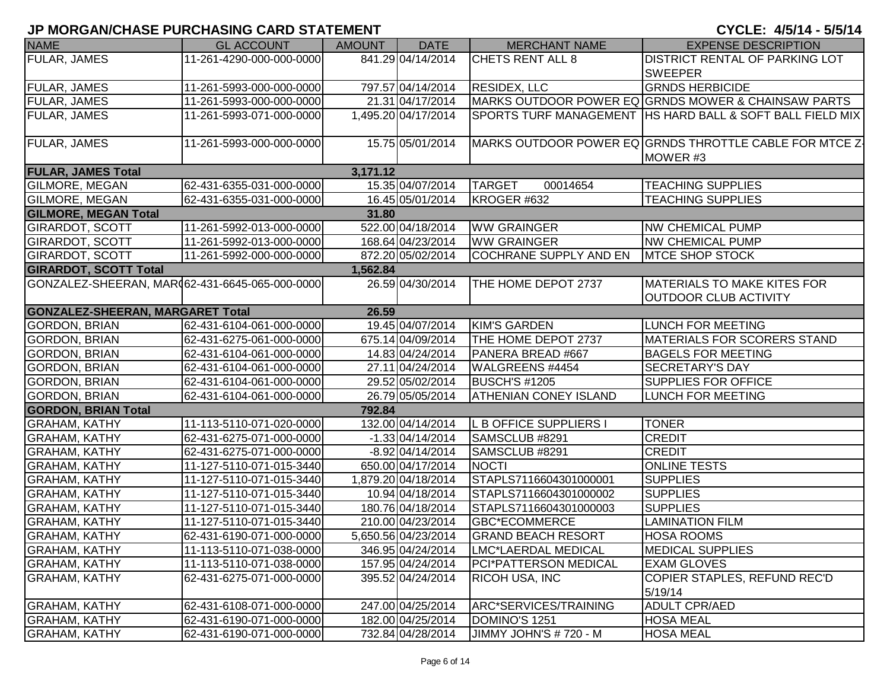# JP MORGAN/CHASE PURCHASING CARD STATEMENT

**CYCLE: 4/5/14 - 5/5/14**

| NAME | GL ACCOUNT | AMOUNT | DATE | MERCHANT NAME | EXPENSE DESCRIPTION |
|---|---|---|---|---|---|
| FULAR, JAMES | 11-261-4290-000-000-0000 | 841.29 | 04/14/2014 | CHETS RENT ALL 8 | DISTRICT RENTAL OF PARKING LOT SWEEPER |
| FULAR, JAMES | 11-261-5993-000-000-0000 | 797.57 | 04/14/2014 | RESIDEX, LLC | GRNDS HERBICIDE |
| FULAR, JAMES | 11-261-5993-000-000-0000 | 21.31 | 04/17/2014 | MARKS OUTDOOR POWER EQ | GRNDS MOWER & CHAINSAW PARTS |
| FULAR, JAMES | 11-261-5993-071-000-0000 | 1,495.20 | 04/17/2014 | SPORTS TURF MANAGEMENT | HS HARD BALL & SOFT BALL FIELD MIX |
| FULAR, JAMES | 11-261-5993-000-000-0000 | 15.75 | 05/01/2014 | MARKS OUTDOOR POWER EQ | GRNDS THROTTLE CABLE FOR MTCE Z-MOWER #3 |
| **FULAR, JAMES Total** | | **3,171.12** | | | |
| GILMORE, MEGAN | 62-431-6355-031-000-0000 | 15.35 | 04/07/2014 | TARGET 00014654 | TEACHING SUPPLIES |
| GILMORE, MEGAN | 62-431-6355-031-000-0000 | 16.45 | 05/01/2014 | KROGER #632 | TEACHING SUPPLIES |
| **GILMORE, MEGAN Total** | | **31.80** | | | |
| GIRARDOT, SCOTT | 11-261-5992-013-000-0000 | 522.00 | 04/18/2014 | WW GRAINGER | NW CHEMICAL PUMP |
| GIRARDOT, SCOTT | 11-261-5992-013-000-0000 | 168.64 | 04/23/2014 | WW GRAINGER | NW CHEMICAL PUMP |
| GIRARDOT, SCOTT | 11-261-5992-000-000-0000 | 872.20 | 05/02/2014 | COCHRANE SUPPLY AND EN | MTCE SHOP STOCK |
| **GIRARDOT, SCOTT Total** | | **1,562.84** | | | |
| GONZALEZ-SHEERAN, MAR( | 62-431-6645-065-000-0000 | 26.59 | 04/30/2014 | THE HOME DEPOT 2737 | MATERIALS TO MAKE KITES FOR OUTDOOR CLUB ACTIVITY |
| **GONZALEZ-SHEERAN, MARGARET Total** | | **26.59** | | | |
| GORDON, BRIAN | 62-431-6104-061-000-0000 | 19.45 | 04/07/2014 | KIM'S GARDEN | LUNCH FOR MEETING |
| GORDON, BRIAN | 62-431-6275-061-000-0000 | 675.14 | 04/09/2014 | THE HOME DEPOT 2737 | MATERIALS FOR SCORERS STAND |
| GORDON, BRIAN | 62-431-6104-061-000-0000 | 14.83 | 04/24/2014 | PANERA BREAD #667 | BAGELS FOR MEETING |
| GORDON, BRIAN | 62-431-6104-061-000-0000 | 27.11 | 04/24/2014 | WALGREENS #4454 | SECRETARY'S DAY |
| GORDON, BRIAN | 62-431-6104-061-000-0000 | 29.52 | 05/02/2014 | BUSCH'S #1205 | SUPPLIES FOR OFFICE |
| GORDON, BRIAN | 62-431-6104-061-000-0000 | 26.79 | 05/05/2014 | ATHENIAN CONEY ISLAND | LUNCH FOR MEETING |
| **GORDON, BRIAN Total** | | **792.84** | | | |
| GRAHAM, KATHY | 11-113-5110-071-020-0000 | 132.00 | 04/14/2014 | L B OFFICE SUPPLIERS I | TONER |
| GRAHAM, KATHY | 62-431-6275-071-000-0000 | -1.33 | 04/14/2014 | SAMSCLUB #8291 | CREDIT |
| GRAHAM, KATHY | 62-431-6275-071-000-0000 | -8.92 | 04/14/2014 | SAMSCLUB #8291 | CREDIT |
| GRAHAM, KATHY | 11-127-5110-071-015-3440 | 650.00 | 04/17/2014 | NOCTI | ONLINE TESTS |
| GRAHAM, KATHY | 11-127-5110-071-015-3440 | 1,879.20 | 04/18/2014 | STAPLS7116604301000001 | SUPPLIES |
| GRAHAM, KATHY | 11-127-5110-071-015-3440 | 10.94 | 04/18/2014 | STAPLS7116604301000002 | SUPPLIES |
| GRAHAM, KATHY | 11-127-5110-071-015-3440 | 180.76 | 04/18/2014 | STAPLS7116604301000003 | SUPPLIES |
| GRAHAM, KATHY | 11-127-5110-071-015-3440 | 210.00 | 04/23/2014 | GBC*ECOMMERCE | LAMINATION FILM |
| GRAHAM, KATHY | 62-431-6190-071-000-0000 | 5,650.56 | 04/23/2014 | GRAND BEACH RESORT | HOSA ROOMS |
| GRAHAM, KATHY | 11-113-5110-071-038-0000 | 346.95 | 04/24/2014 | LMC*LAERDAL MEDICAL | MEDICAL SUPPLIES |
| GRAHAM, KATHY | 11-113-5110-071-038-0000 | 157.95 | 04/24/2014 | PCI*PATTERSON MEDICAL | EXAM GLOVES |
| GRAHAM, KATHY | 62-431-6275-071-000-0000 | 395.52 | 04/24/2014 | RICOH USA, INC | COPIER STAPLES, REFUND REC'D 5/19/14 |
| GRAHAM, KATHY | 62-431-6108-071-000-0000 | 247.00 | 04/25/2014 | ARC*SERVICES/TRAINING | ADULT CPR/AED |
| GRAHAM, KATHY | 62-431-6190-071-000-0000 | 182.00 | 04/25/2014 | DOMINO'S 1251 | HOSA MEAL |
| GRAHAM, KATHY | 62-431-6190-071-000-0000 | 732.84 | 04/28/2014 | JIMMY JOHN'S # 720 - M | HOSA MEAL |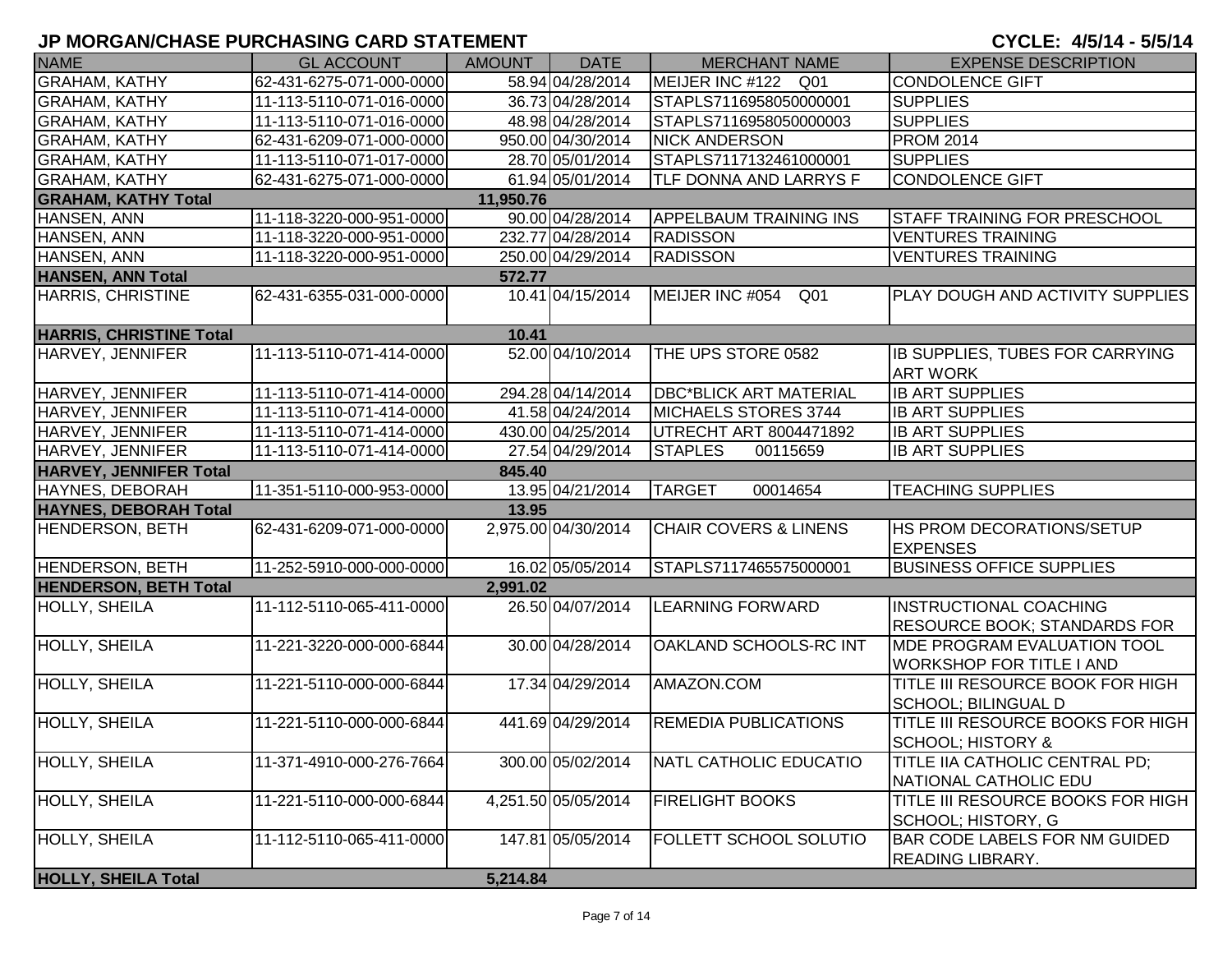## JP MORGAN/CHASE PURCHASING CARD STATEMENT

**CYCLE: 4/5/14 - 5/5/14**

| NAME | GL ACCOUNT | AMOUNT | DATE | MERCHANT NAME | EXPENSE DESCRIPTION |
|---|---|---|---|---|---|
| GRAHAM, KATHY | 62-431-6275-071-000-0000 | 58.94 | 04/28/2014 | MEIJER INC #122 Q01 | CONDOLENCE GIFT |
| GRAHAM, KATHY | 11-113-5110-071-016-0000 | 36.73 | 04/28/2014 | STAPLS7116958050000001 | SUPPLIES |
| GRAHAM, KATHY | 11-113-5110-071-016-0000 | 48.98 | 04/28/2014 | STAPLS7116958050000003 | SUPPLIES |
| GRAHAM, KATHY | 62-431-6209-071-000-0000 | 950.00 | 04/30/2014 | NICK ANDERSON | PROM 2014 |
| GRAHAM, KATHY | 11-113-5110-071-017-0000 | 28.70 | 05/01/2014 | STAPLS7117132461000001 | SUPPLIES |
| GRAHAM, KATHY | 62-431-6275-071-000-0000 | 61.94 | 05/01/2014 | TLF DONNA AND LARRYS F | CONDOLENCE GIFT |
| **GRAHAM, KATHY Total** | | **11,950.76** | | | |
| HANSEN, ANN | 11-118-3220-000-951-0000 | 90.00 | 04/28/2014 | APPELBAUM TRAINING INS | STAFF TRAINING FOR PRESCHOOL |
| HANSEN, ANN | 11-118-3220-000-951-0000 | 232.77 | 04/28/2014 | RADISSON | VENTURES TRAINING |
| HANSEN, ANN | 11-118-3220-000-951-0000 | 250.00 | 04/29/2014 | RADISSON | VENTURES TRAINING |
| **HANSEN, ANN Total** | | **572.77** | | | |
| HARRIS, CHRISTINE | 62-431-6355-031-000-0000 | 10.41 | 04/15/2014 | MEIJER INC #054 Q01 | PLAY DOUGH AND ACTIVITY SUPPLIES |
| **HARRIS, CHRISTINE Total** | | **10.41** | | | |
| HARVEY, JENNIFER | 11-113-5110-071-414-0000 | 52.00 | 04/10/2014 | THE UPS STORE 0582 | IB SUPPLIES, TUBES FOR CARRYING ART WORK |
| HARVEY, JENNIFER | 11-113-5110-071-414-0000 | 294.28 | 04/14/2014 | DBC*BLICK ART MATERIAL | IB ART SUPPLIES |
| HARVEY, JENNIFER | 11-113-5110-071-414-0000 | 41.58 | 04/24/2014 | MICHAELS STORES 3744 | IB ART SUPPLIES |
| HARVEY, JENNIFER | 11-113-5110-071-414-0000 | 430.00 | 04/25/2014 | UTRECHT ART 8004471892 | IB ART SUPPLIES |
| HARVEY, JENNIFER | 11-113-5110-071-414-0000 | 27.54 | 04/29/2014 | STAPLES 00115659 | IB ART SUPPLIES |
| **HARVEY, JENNIFER Total** | | **845.40** | | | |
| HAYNES, DEBORAH | 11-351-5110-000-953-0000 | 13.95 | 04/21/2014 | TARGET 00014654 | TEACHING SUPPLIES |
| **HAYNES, DEBORAH Total** | | **13.95** | | | |
| HENDERSON, BETH | 62-431-6209-071-000-0000 | 2,975.00 | 04/30/2014 | CHAIR COVERS & LINENS | HS PROM DECORATIONS/SETUP EXPENSES |
| HENDERSON, BETH | 11-252-5910-000-000-0000 | 16.02 | 05/05/2014 | STAPLS7117465575000001 | BUSINESS OFFICE SUPPLIES |
| **HENDERSON, BETH Total** | | **2,991.02** | | | |
| HOLLY, SHEILA | 11-112-5110-065-411-0000 | 26.50 | 04/07/2014 | LEARNING FORWARD | INSTRUCTIONAL COACHING RESOURCE BOOK; STANDARDS FOR |
| HOLLY, SHEILA | 11-221-3220-000-000-6844 | 30.00 | 04/28/2014 | OAKLAND SCHOOLS-RC INT | MDE PROGRAM EVALUATION TOOL WORKSHOP FOR TITLE I AND |
| HOLLY, SHEILA | 11-221-5110-000-000-6844 | 17.34 | 04/29/2014 | AMAZON.COM | TITLE III RESOURCE BOOK FOR HIGH SCHOOL; BILINGUAL D |
| HOLLY, SHEILA | 11-221-5110-000-000-6844 | 441.69 | 04/29/2014 | REMEDIA PUBLICATIONS | TITLE III RESOURCE BOOKS FOR HIGH SCHOOL; HISTORY & |
| HOLLY, SHEILA | 11-371-4910-000-276-7664 | 300.00 | 05/02/2014 | NATL CATHOLIC EDUCATIO | TITLE IIA CATHOLIC CENTRAL PD; NATIONAL CATHOLIC EDU |
| HOLLY, SHEILA | 11-221-5110-000-000-6844 | 4,251.50 | 05/05/2014 | FIRELIGHT BOOKS | TITLE III RESOURCE BOOKS FOR HIGH SCHOOL; HISTORY, G |
| HOLLY, SHEILA | 11-112-5110-065-411-0000 | 147.81 | 05/05/2014 | FOLLETT SCHOOL SOLUTIO | BAR CODE LABELS FOR NM GUIDED READING LIBRARY. |
| **HOLLY, SHEILA Total** | | **5,214.84** | | | |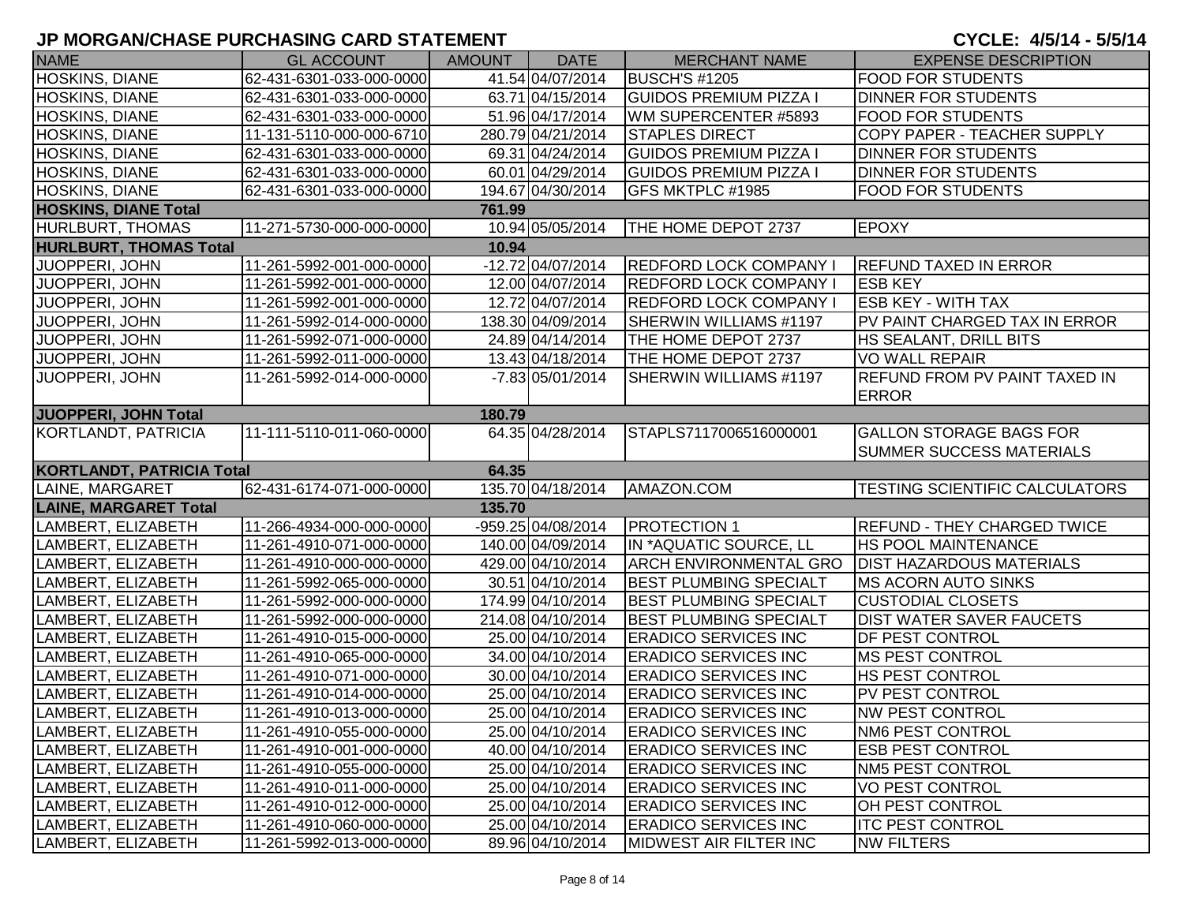## JP MORGAN/CHASE PURCHASING CARD STATEMENT

**CYCLE: 4/5/14 - 5/5/14**

| NAME | GL ACCOUNT | AMOUNT | DATE | MERCHANT NAME | EXPENSE DESCRIPTION |
|---|---|---|---|---|---|
| HOSKINS, DIANE | 62-431-6301-033-000-0000 | 41.54 | 04/07/2014 | BUSCH'S #1205 | FOOD FOR STUDENTS |
| HOSKINS, DIANE | 62-431-6301-033-000-0000 | 63.71 | 04/15/2014 | GUIDOS PREMIUM PIZZA I | DINNER FOR STUDENTS |
| HOSKINS, DIANE | 62-431-6301-033-000-0000 | 51.96 | 04/17/2014 | WM SUPERCENTER #5893 | FOOD FOR STUDENTS |
| HOSKINS, DIANE | 11-131-5110-000-000-6710 | 280.79 | 04/21/2014 | STAPLES DIRECT | COPY PAPER - TEACHER SUPPLY |
| HOSKINS, DIANE | 62-431-6301-033-000-0000 | 69.31 | 04/24/2014 | GUIDOS PREMIUM PIZZA I | DINNER FOR STUDENTS |
| HOSKINS, DIANE | 62-431-6301-033-000-0000 | 60.01 | 04/29/2014 | GUIDOS PREMIUM PIZZA I | DINNER FOR STUDENTS |
| HOSKINS, DIANE | 62-431-6301-033-000-0000 | 194.67 | 04/30/2014 | GFS MKTPLC #1985 | FOOD FOR STUDENTS |
| **HOSKINS, DIANE Total** | | **761.99** | | | |
| HURLBURT, THOMAS | 11-271-5730-000-000-0000 | 10.94 | 05/05/2014 | THE HOME DEPOT 2737 | EPOXY |
| **HURLBURT, THOMAS Total** | | **10.94** | | | |
| JUOPPERI, JOHN | 11-261-5992-001-000-0000 | -12.72 | 04/07/2014 | REDFORD LOCK COMPANY I | REFUND TAXED IN ERROR |
| JUOPPERI, JOHN | 11-261-5992-001-000-0000 | 12.00 | 04/07/2014 | REDFORD LOCK COMPANY I | ESB KEY |
| JUOPPERI, JOHN | 11-261-5992-001-000-0000 | 12.72 | 04/07/2014 | REDFORD LOCK COMPANY I | ESB KEY - WITH TAX |
| JUOPPERI, JOHN | 11-261-5992-014-000-0000 | 138.30 | 04/09/2014 | SHERWIN WILLIAMS #1197 | PV PAINT CHARGED TAX IN ERROR |
| JUOPPERI, JOHN | 11-261-5992-071-000-0000 | 24.89 | 04/14/2014 | THE HOME DEPOT 2737 | HS SEALANT, DRILL BITS |
| JUOPPERI, JOHN | 11-261-5992-011-000-0000 | 13.43 | 04/18/2014 | THE HOME DEPOT 2737 | VO WALL REPAIR |
| JUOPPERI, JOHN | 11-261-5992-014-000-0000 | -7.83 | 05/01/2014 | SHERWIN WILLIAMS #1197 | REFUND FROM PV PAINT TAXED IN ERROR |
| **JUOPPERI, JOHN Total** | | **180.79** | | | |
| KORTLANDT, PATRICIA | 11-111-5110-011-060-0000 | 64.35 | 04/28/2014 | STAPLS7117006516000001 | GALLON STORAGE BAGS FOR SUMMER SUCCESS MATERIALS |
| **KORTLANDT, PATRICIA Total** | | **64.35** | | | |
| LAINE, MARGARET | 62-431-6174-071-000-0000 | 135.70 | 04/18/2014 | AMAZON.COM | TESTING SCIENTIFIC CALCULATORS |
| **LAINE, MARGARET Total** | | **135.70** | | | |
| LAMBERT, ELIZABETH | 11-266-4934-000-000-0000 | -959.25 | 04/08/2014 | PROTECTION 1 | REFUND - THEY CHARGED TWICE |
| LAMBERT, ELIZABETH | 11-261-4910-071-000-0000 | 140.00 | 04/09/2014 | IN *AQUATIC SOURCE, LL | HS POOL MAINTENANCE |
| LAMBERT, ELIZABETH | 11-261-4910-000-000-0000 | 429.00 | 04/10/2014 | ARCH ENVIRONMENTAL GRO | DIST HAZARDOUS MATERIALS |
| LAMBERT, ELIZABETH | 11-261-5992-065-000-0000 | 30.51 | 04/10/2014 | BEST PLUMBING SPECIALT | MS ACORN AUTO SINKS |
| LAMBERT, ELIZABETH | 11-261-5992-000-000-0000 | 174.99 | 04/10/2014 | BEST PLUMBING SPECIALT | CUSTODIAL CLOSETS |
| LAMBERT, ELIZABETH | 11-261-5992-000-000-0000 | 214.08 | 04/10/2014 | BEST PLUMBING SPECIALT | DIST WATER SAVER FAUCETS |
| LAMBERT, ELIZABETH | 11-261-4910-015-000-0000 | 25.00 | 04/10/2014 | ERADICO SERVICES INC | DF PEST CONTROL |
| LAMBERT, ELIZABETH | 11-261-4910-065-000-0000 | 34.00 | 04/10/2014 | ERADICO SERVICES INC | MS PEST CONTROL |
| LAMBERT, ELIZABETH | 11-261-4910-071-000-0000 | 30.00 | 04/10/2014 | ERADICO SERVICES INC | HS PEST CONTROL |
| LAMBERT, ELIZABETH | 11-261-4910-014-000-0000 | 25.00 | 04/10/2014 | ERADICO SERVICES INC | PV PEST CONTROL |
| LAMBERT, ELIZABETH | 11-261-4910-013-000-0000 | 25.00 | 04/10/2014 | ERADICO SERVICES INC | NW PEST CONTROL |
| LAMBERT, ELIZABETH | 11-261-4910-055-000-0000 | 25.00 | 04/10/2014 | ERADICO SERVICES INC | NM6 PEST CONTROL |
| LAMBERT, ELIZABETH | 11-261-4910-001-000-0000 | 40.00 | 04/10/2014 | ERADICO SERVICES INC | ESB PEST CONTROL |
| LAMBERT, ELIZABETH | 11-261-4910-055-000-0000 | 25.00 | 04/10/2014 | ERADICO SERVICES INC | NM5 PEST CONTROL |
| LAMBERT, ELIZABETH | 11-261-4910-011-000-0000 | 25.00 | 04/10/2014 | ERADICO SERVICES INC | VO PEST CONTROL |
| LAMBERT, ELIZABETH | 11-261-4910-012-000-0000 | 25.00 | 04/10/2014 | ERADICO SERVICES INC | OH PEST CONTROL |
| LAMBERT, ELIZABETH | 11-261-4910-060-000-0000 | 25.00 | 04/10/2014 | ERADICO SERVICES INC | ITC PEST CONTROL |
| LAMBERT, ELIZABETH | 11-261-5992-013-000-0000 | 89.96 | 04/10/2014 | MIDWEST AIR FILTER INC | NW FILTERS |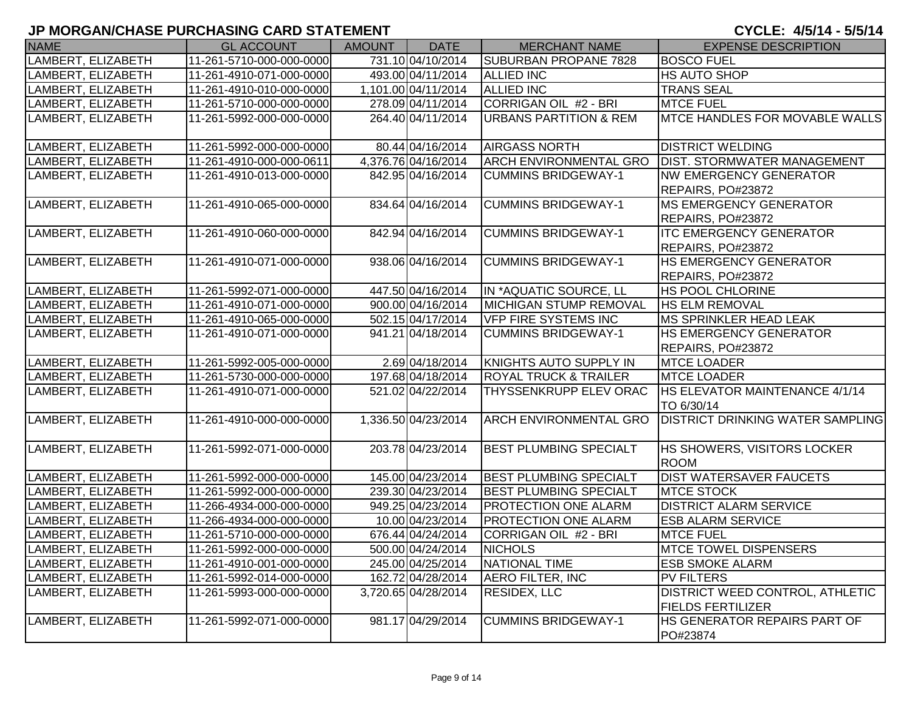## JP MORGAN/CHASE PURCHASING CARD STATEMENT

**CYCLE: 4/5/14 - 5/5/14**

| NAME | GL ACCOUNT | AMOUNT | DATE | MERCHANT NAME | EXPENSE DESCRIPTION |
|---|---|---|---|---|---|
| LAMBERT, ELIZABETH | 11-261-5710-000-000-0000 | 731.10 | 04/10/2014 | SUBURBAN PROPANE 7828 | BOSCO FUEL |
| LAMBERT, ELIZABETH | 11-261-4910-071-000-0000 | 493.00 | 04/11/2014 | ALLIED INC | HS AUTO SHOP |
| LAMBERT, ELIZABETH | 11-261-4910-010-000-0000 | 1,101.00 | 04/11/2014 | ALLIED INC | TRANS SEAL |
| LAMBERT, ELIZABETH | 11-261-5710-000-000-0000 | 278.09 | 04/11/2014 | CORRIGAN OIL #2 - BRI | MTCE FUEL |
| LAMBERT, ELIZABETH | 11-261-5992-000-000-0000 | 264.40 | 04/11/2014 | URBANS PARTITION & REM | MTCE HANDLES FOR MOVABLE WALLS |
| LAMBERT, ELIZABETH | 11-261-5992-000-000-0000 | 80.44 | 04/16/2014 | AIRGASS NORTH | DISTRICT WELDING |
| LAMBERT, ELIZABETH | 11-261-4910-000-000-0611 | 4,376.76 | 04/16/2014 | ARCH ENVIRONMENTAL GRO | DIST. STORMWATER MANAGEMENT |
| LAMBERT, ELIZABETH | 11-261-4910-013-000-0000 | 842.95 | 04/16/2014 | CUMMINS BRIDGEWAY-1 | NW EMERGENCY GENERATOR REPAIRS, PO#23872 |
| LAMBERT, ELIZABETH | 11-261-4910-065-000-0000 | 834.64 | 04/16/2014 | CUMMINS BRIDGEWAY-1 | MS EMERGENCY GENERATOR REPAIRS, PO#23872 |
| LAMBERT, ELIZABETH | 11-261-4910-060-000-0000 | 842.94 | 04/16/2014 | CUMMINS BRIDGEWAY-1 | ITC EMERGENCY GENERATOR REPAIRS, PO#23872 |
| LAMBERT, ELIZABETH | 11-261-4910-071-000-0000 | 938.06 | 04/16/2014 | CUMMINS BRIDGEWAY-1 | HS EMERGENCY GENERATOR REPAIRS, PO#23872 |
| LAMBERT, ELIZABETH | 11-261-5992-071-000-0000 | 447.50 | 04/16/2014 | IN *AQUATIC SOURCE, LL | HS POOL CHLORINE |
| LAMBERT, ELIZABETH | 11-261-4910-071-000-0000 | 900.00 | 04/16/2014 | MICHIGAN STUMP REMOVAL | HS ELM REMOVAL |
| LAMBERT, ELIZABETH | 11-261-4910-065-000-0000 | 502.15 | 04/17/2014 | VFP FIRE SYSTEMS INC | MS SPRINKLER HEAD LEAK |
| LAMBERT, ELIZABETH | 11-261-4910-071-000-0000 | 941.21 | 04/18/2014 | CUMMINS BRIDGEWAY-1 | HS EMERGENCY GENERATOR REPAIRS, PO#23872 |
| LAMBERT, ELIZABETH | 11-261-5992-005-000-0000 | 2.69 | 04/18/2014 | KNIGHTS AUTO SUPPLY IN | MTCE LOADER |
| LAMBERT, ELIZABETH | 11-261-5730-000-000-0000 | 197.68 | 04/18/2014 | ROYAL TRUCK & TRAILER | MTCE LOADER |
| LAMBERT, ELIZABETH | 11-261-4910-071-000-0000 | 521.02 | 04/22/2014 | THYSSENKRUPP ELEV ORAC | HS ELEVATOR MAINTENANCE 4/1/14 TO 6/30/14 |
| LAMBERT, ELIZABETH | 11-261-4910-000-000-0000 | 1,336.50 | 04/23/2014 | ARCH ENVIRONMENTAL GRO | DISTRICT DRINKING WATER SAMPLING |
| LAMBERT, ELIZABETH | 11-261-5992-071-000-0000 | 203.78 | 04/23/2014 | BEST PLUMBING SPECIALT | HS SHOWERS, VISITORS LOCKER ROOM |
| LAMBERT, ELIZABETH | 11-261-5992-000-000-0000 | 145.00 | 04/23/2014 | BEST PLUMBING SPECIALT | DIST WATERSAVER FAUCETS |
| LAMBERT, ELIZABETH | 11-261-5992-000-000-0000 | 239.30 | 04/23/2014 | BEST PLUMBING SPECIALT | MTCE STOCK |
| LAMBERT, ELIZABETH | 11-266-4934-000-000-0000 | 949.25 | 04/23/2014 | PROTECTION ONE ALARM | DISTRICT ALARM SERVICE |
| LAMBERT, ELIZABETH | 11-266-4934-000-000-0000 | 10.00 | 04/23/2014 | PROTECTION ONE ALARM | ESB ALARM SERVICE |
| LAMBERT, ELIZABETH | 11-261-5710-000-000-0000 | 676.44 | 04/24/2014 | CORRIGAN OIL #2 - BRI | MTCE FUEL |
| LAMBERT, ELIZABETH | 11-261-5992-000-000-0000 | 500.00 | 04/24/2014 | NICHOLS | MTCE TOWEL DISPENSERS |
| LAMBERT, ELIZABETH | 11-261-4910-001-000-0000 | 245.00 | 04/25/2014 | NATIONAL TIME | ESB SMOKE ALARM |
| LAMBERT, ELIZABETH | 11-261-5992-014-000-0000 | 162.72 | 04/28/2014 | AERO FILTER, INC | PV FILTERS |
| LAMBERT, ELIZABETH | 11-261-5993-000-000-0000 | 3,720.65 | 04/28/2014 | RESIDEX, LLC | DISTRICT WEED CONTROL, ATHLETIC FIELDS FERTILIZER |
| LAMBERT, ELIZABETH | 11-261-5992-071-000-0000 | 981.17 | 04/29/2014 | CUMMINS BRIDGEWAY-1 | HS GENERATOR REPAIRS PART OF PO#23874 |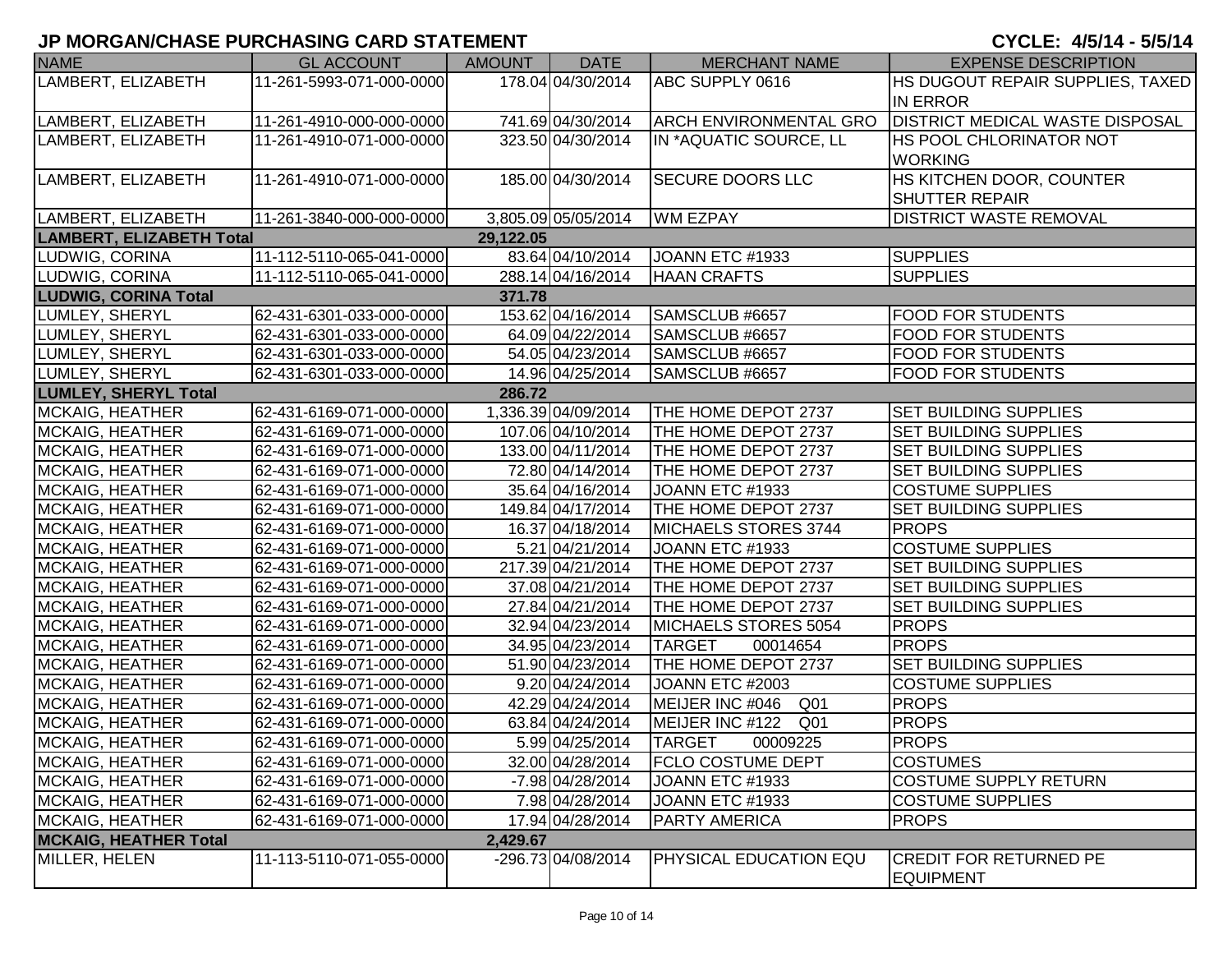# JP MORGAN/CHASE PURCHASING CARD STATEMENT

**CYCLE: 4/5/14 - 5/5/14**

| NAME | GL ACCOUNT | AMOUNT | DATE | MERCHANT NAME | EXPENSE DESCRIPTION |
|---|---|---|---|---|---|
| LAMBERT, ELIZABETH | 11-261-5993-071-000-0000 | 178.04 | 04/30/2014 | ABC SUPPLY 0616 | HS DUGOUT REPAIR SUPPLIES, TAXED IN ERROR |
| LAMBERT, ELIZABETH | 11-261-4910-000-000-0000 | 741.69 | 04/30/2014 | ARCH ENVIRONMENTAL GRO | DISTRICT MEDICAL WASTE DISPOSAL |
| LAMBERT, ELIZABETH | 11-261-4910-071-000-0000 | 323.50 | 04/30/2014 | IN *AQUATIC SOURCE, LL | HS POOL CHLORINATOR NOT WORKING |
| LAMBERT, ELIZABETH | 11-261-4910-071-000-0000 | 185.00 | 04/30/2014 | SECURE DOORS LLC | HS KITCHEN DOOR, COUNTER SHUTTER REPAIR |
| LAMBERT, ELIZABETH | 11-261-3840-000-000-0000 | 3,805.09 | 05/05/2014 | WM EZPAY | DISTRICT WASTE REMOVAL |
| **LAMBERT, ELIZABETH Total** | | **29,122.05** | | | |
| LUDWIG, CORINA | 11-112-5110-065-041-0000 | 83.64 | 04/10/2014 | JOANN ETC #1933 | SUPPLIES |
| LUDWIG, CORINA | 11-112-5110-065-041-0000 | 288.14 | 04/16/2014 | HAAN CRAFTS | SUPPLIES |
| **LUDWIG, CORINA Total** | | **371.78** | | | |
| LUMLEY, SHERYL | 62-431-6301-033-000-0000 | 153.62 | 04/16/2014 | SAMSCLUB #6657 | FOOD FOR STUDENTS |
| LUMLEY, SHERYL | 62-431-6301-033-000-0000 | 64.09 | 04/22/2014 | SAMSCLUB #6657 | FOOD FOR STUDENTS |
| LUMLEY, SHERYL | 62-431-6301-033-000-0000 | 54.05 | 04/23/2014 | SAMSCLUB #6657 | FOOD FOR STUDENTS |
| LUMLEY, SHERYL | 62-431-6301-033-000-0000 | 14.96 | 04/25/2014 | SAMSCLUB #6657 | FOOD FOR STUDENTS |
| **LUMLEY, SHERYL Total** | | **286.72** | | | |
| MCKAIG, HEATHER | 62-431-6169-071-000-0000 | 1,336.39 | 04/09/2014 | THE HOME DEPOT 2737 | SET BUILDING SUPPLIES |
| MCKAIG, HEATHER | 62-431-6169-071-000-0000 | 107.06 | 04/10/2014 | THE HOME DEPOT 2737 | SET BUILDING SUPPLIES |
| MCKAIG, HEATHER | 62-431-6169-071-000-0000 | 133.00 | 04/11/2014 | THE HOME DEPOT 2737 | SET BUILDING SUPPLIES |
| MCKAIG, HEATHER | 62-431-6169-071-000-0000 | 72.80 | 04/14/2014 | THE HOME DEPOT 2737 | SET BUILDING SUPPLIES |
| MCKAIG, HEATHER | 62-431-6169-071-000-0000 | 35.64 | 04/16/2014 | JOANN ETC #1933 | COSTUME SUPPLIES |
| MCKAIG, HEATHER | 62-431-6169-071-000-0000 | 149.84 | 04/17/2014 | THE HOME DEPOT 2737 | SET BUILDING SUPPLIES |
| MCKAIG, HEATHER | 62-431-6169-071-000-0000 | 16.37 | 04/18/2014 | MICHAELS STORES 3744 | PROPS |
| MCKAIG, HEATHER | 62-431-6169-071-000-0000 | 5.21 | 04/21/2014 | JOANN ETC #1933 | COSTUME SUPPLIES |
| MCKAIG, HEATHER | 62-431-6169-071-000-0000 | 217.39 | 04/21/2014 | THE HOME DEPOT 2737 | SET BUILDING SUPPLIES |
| MCKAIG, HEATHER | 62-431-6169-071-000-0000 | 37.08 | 04/21/2014 | THE HOME DEPOT 2737 | SET BUILDING SUPPLIES |
| MCKAIG, HEATHER | 62-431-6169-071-000-0000 | 27.84 | 04/21/2014 | THE HOME DEPOT 2737 | SET BUILDING SUPPLIES |
| MCKAIG, HEATHER | 62-431-6169-071-000-0000 | 32.94 | 04/23/2014 | MICHAELS STORES 5054 | PROPS |
| MCKAIG, HEATHER | 62-431-6169-071-000-0000 | 34.95 | 04/23/2014 | TARGET 00014654 | PROPS |
| MCKAIG, HEATHER | 62-431-6169-071-000-0000 | 51.90 | 04/23/2014 | THE HOME DEPOT 2737 | SET BUILDING SUPPLIES |
| MCKAIG, HEATHER | 62-431-6169-071-000-0000 | 9.20 | 04/24/2014 | JOANN ETC #2003 | COSTUME SUPPLIES |
| MCKAIG, HEATHER | 62-431-6169-071-000-0000 | 42.29 | 04/24/2014 | MEIJER INC #046 Q01 | PROPS |
| MCKAIG, HEATHER | 62-431-6169-071-000-0000 | 63.84 | 04/24/2014 | MEIJER INC #122 Q01 | PROPS |
| MCKAIG, HEATHER | 62-431-6169-071-000-0000 | 5.99 | 04/25/2014 | TARGET 00009225 | PROPS |
| MCKAIG, HEATHER | 62-431-6169-071-000-0000 | 32.00 | 04/28/2014 | FCLO COSTUME DEPT | COSTUMES |
| MCKAIG, HEATHER | 62-431-6169-071-000-0000 | -7.98 | 04/28/2014 | JOANN ETC #1933 | COSTUME SUPPLY RETURN |
| MCKAIG, HEATHER | 62-431-6169-071-000-0000 | 7.98 | 04/28/2014 | JOANN ETC #1933 | COSTUME SUPPLIES |
| MCKAIG, HEATHER | 62-431-6169-071-000-0000 | 17.94 | 04/28/2014 | PARTY AMERICA | PROPS |
| **MCKAIG, HEATHER Total** | | **2,429.67** | | | |
| MILLER, HELEN | 11-113-5110-071-055-0000 | -296.73 | 04/08/2014 | PHYSICAL EDUCATION EQU | CREDIT FOR RETURNED PE EQUIPMENT |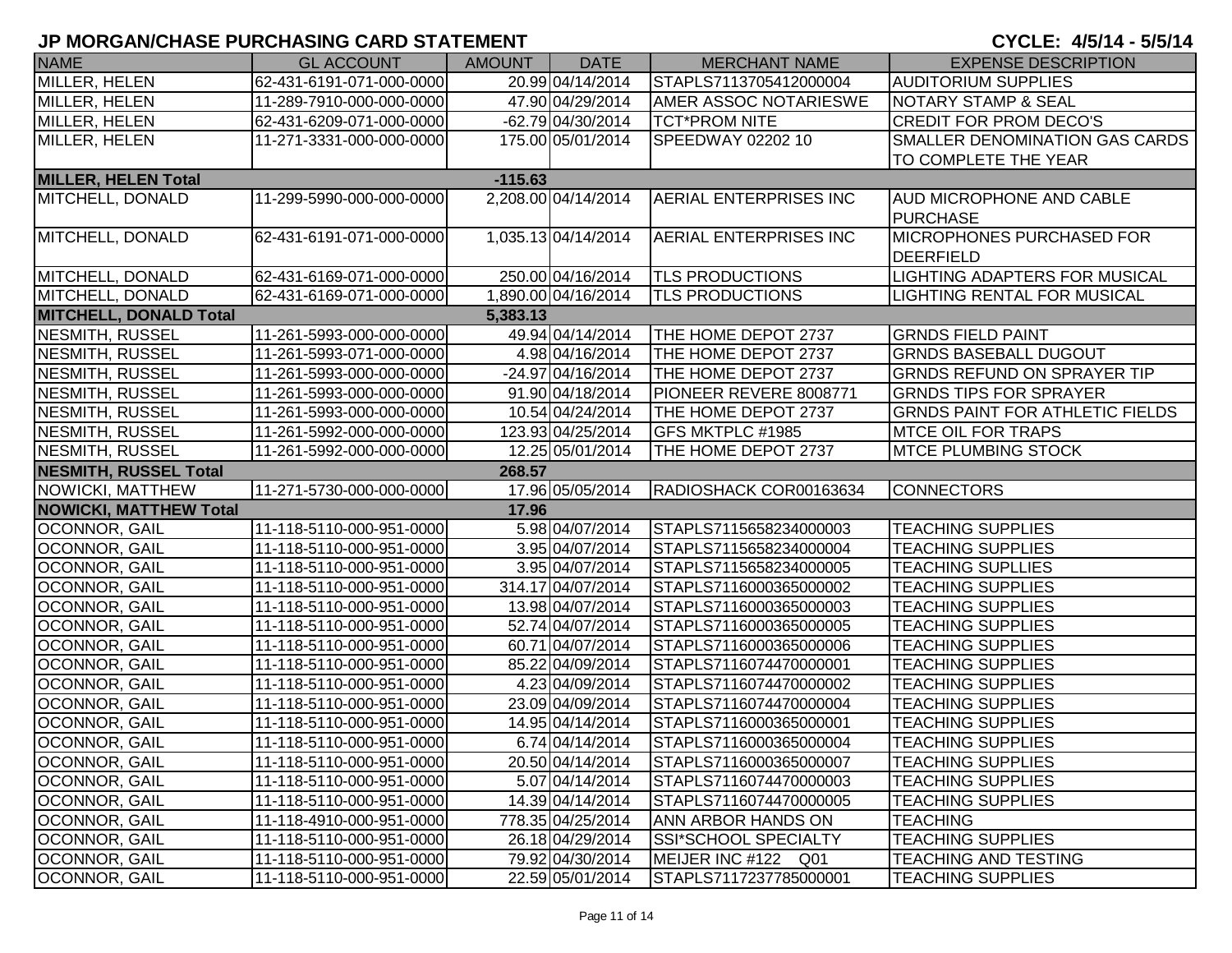## JP MORGAN/CHASE PURCHASING CARD STATEMENT

**CYCLE: 4/5/14 - 5/5/14**

| NAME | GL ACCOUNT | AMOUNT | DATE | MERCHANT NAME | EXPENSE DESCRIPTION |
|---|---|---|---|---|---|
| MILLER, HELEN | 62-431-6191-071-000-0000 | 20.99 | 04/14/2014 | STAPLS7113705412000004 | AUDITORIUM SUPPLIES |
| MILLER, HELEN | 11-289-7910-000-000-0000 | 47.90 | 04/29/2014 | AMER ASSOC NOTARIESWE | NOTARY STAMP & SEAL |
| MILLER, HELEN | 62-431-6209-071-000-0000 | -62.79 | 04/30/2014 | TCT*PROM NITE | CREDIT FOR PROM DECO'S |
| MILLER, HELEN | 11-271-3331-000-000-0000 | 175.00 | 05/01/2014 | SPEEDWAY 02202 10 | SMALLER DENOMINATION GAS CARDS TO COMPLETE THE YEAR |
| **MILLER, HELEN Total** | | **-115.63** | | | |
| MITCHELL, DONALD | 11-299-5990-000-000-0000 | 2,208.00 | 04/14/2014 | AERIAL ENTERPRISES INC | AUD MICROPHONE AND CABLE PURCHASE |
| MITCHELL, DONALD | 62-431-6191-071-000-0000 | 1,035.13 | 04/14/2014 | AERIAL ENTERPRISES INC | MICROPHONES PURCHASED FOR DEERFIELD |
| MITCHELL, DONALD | 62-431-6169-071-000-0000 | 250.00 | 04/16/2014 | TLS PRODUCTIONS | LIGHTING ADAPTERS FOR MUSICAL |
| MITCHELL, DONALD | 62-431-6169-071-000-0000 | 1,890.00 | 04/16/2014 | TLS PRODUCTIONS | LIGHTING RENTAL FOR MUSICAL |
| **MITCHELL, DONALD Total** | | **5,383.13** | | | |
| NESMITH, RUSSEL | 11-261-5993-000-000-0000 | 49.94 | 04/14/2014 | THE HOME DEPOT 2737 | GRNDS FIELD PAINT |
| NESMITH, RUSSEL | 11-261-5993-071-000-0000 | 4.98 | 04/16/2014 | THE HOME DEPOT 2737 | GRNDS BASEBALL DUGOUT |
| NESMITH, RUSSEL | 11-261-5993-000-000-0000 | -24.97 | 04/16/2014 | THE HOME DEPOT 2737 | GRNDS REFUND ON SPRAYER TIP |
| NESMITH, RUSSEL | 11-261-5993-000-000-0000 | 91.90 | 04/18/2014 | PIONEER REVERE 8008771 | GRNDS TIPS FOR SPRAYER |
| NESMITH, RUSSEL | 11-261-5993-000-000-0000 | 10.54 | 04/24/2014 | THE HOME DEPOT 2737 | GRNDS PAINT FOR ATHLETIC FIELDS |
| NESMITH, RUSSEL | 11-261-5992-000-000-0000 | 123.93 | 04/25/2014 | GFS MKTPLC #1985 | MTCE OIL FOR TRAPS |
| NESMITH, RUSSEL | 11-261-5992-000-000-0000 | 12.25 | 05/01/2014 | THE HOME DEPOT 2737 | MTCE PLUMBING STOCK |
| **NESMITH, RUSSEL Total** | | **268.57** | | | |
| NOWICKI, MATTHEW | 11-271-5730-000-000-0000 | 17.96 | 05/05/2014 | RADIOSHACK COR00163634 | CONNECTORS |
| **NOWICKI, MATTHEW Total** | | **17.96** | | | |
| OCONNOR, GAIL | 11-118-5110-000-951-0000 | 5.98 | 04/07/2014 | STAPLS7115658234000003 | TEACHING SUPPLIES |
| OCONNOR, GAIL | 11-118-5110-000-951-0000 | 3.95 | 04/07/2014 | STAPLS7115658234000004 | TEACHING SUPPLIES |
| OCONNOR, GAIL | 11-118-5110-000-951-0000 | 3.95 | 04/07/2014 | STAPLS7115658234000005 | TEACHING SUPLLIES |
| OCONNOR, GAIL | 11-118-5110-000-951-0000 | 314.17 | 04/07/2014 | STAPLS7116000365000002 | TEACHING SUPPLIES |
| OCONNOR, GAIL | 11-118-5110-000-951-0000 | 13.98 | 04/07/2014 | STAPLS7116000365000003 | TEACHING SUPPLIES |
| OCONNOR, GAIL | 11-118-5110-000-951-0000 | 52.74 | 04/07/2014 | STAPLS7116000365000005 | TEACHING SUPPLIES |
| OCONNOR, GAIL | 11-118-5110-000-951-0000 | 60.71 | 04/07/2014 | STAPLS7116000365000006 | TEACHING SUPPLIES |
| OCONNOR, GAIL | 11-118-5110-000-951-0000 | 85.22 | 04/09/2014 | STAPLS7116074470000001 | TEACHING SUPPLIES |
| OCONNOR, GAIL | 11-118-5110-000-951-0000 | 4.23 | 04/09/2014 | STAPLS7116074470000002 | TEACHING SUPPLIES |
| OCONNOR, GAIL | 11-118-5110-000-951-0000 | 23.09 | 04/09/2014 | STAPLS7116074470000004 | TEACHING SUPPLIES |
| OCONNOR, GAIL | 11-118-5110-000-951-0000 | 14.95 | 04/14/2014 | STAPLS7116000365000001 | TEACHING SUPPLIES |
| OCONNOR, GAIL | 11-118-5110-000-951-0000 | 6.74 | 04/14/2014 | STAPLS7116000365000004 | TEACHING SUPPLIES |
| OCONNOR, GAIL | 11-118-5110-000-951-0000 | 20.50 | 04/14/2014 | STAPLS7116000365000007 | TEACHING SUPPLIES |
| OCONNOR, GAIL | 11-118-5110-000-951-0000 | 5.07 | 04/14/2014 | STAPLS7116074470000003 | TEACHING SUPPLIES |
| OCONNOR, GAIL | 11-118-5110-000-951-0000 | 14.39 | 04/14/2014 | STAPLS7116074470000005 | TEACHING SUPPLIES |
| OCONNOR, GAIL | 11-118-4910-000-951-0000 | 778.35 | 04/25/2014 | ANN ARBOR HANDS ON | TEACHING |
| OCONNOR, GAIL | 11-118-5110-000-951-0000 | 26.18 | 04/29/2014 | SSI*SCHOOL SPECIALTY | TEACHING SUPPLIES |
| OCONNOR, GAIL | 11-118-5110-000-951-0000 | 79.92 | 04/30/2014 | MEIJER INC #122 Q01 | TEACHING AND TESTING |
| OCONNOR, GAIL | 11-118-5110-000-951-0000 | 22.59 | 05/01/2014 | STAPLS7117237785000001 | TEACHING SUPPLIES |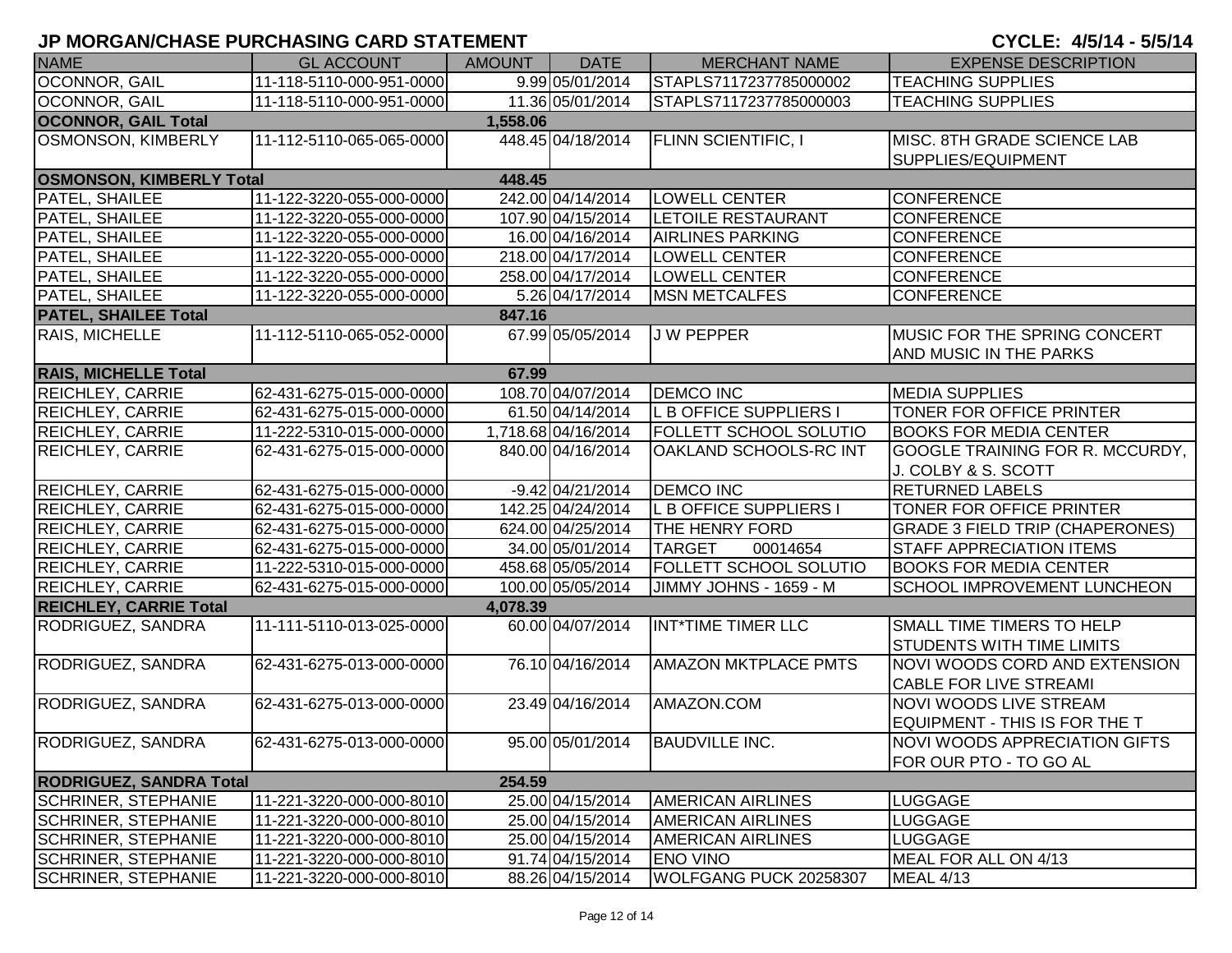## JP MORGAN/CHASE PURCHASING CARD STATEMENT

**CYCLE: 4/5/14 - 5/5/14**

| NAME | GL ACCOUNT | AMOUNT | DATE | MERCHANT NAME | EXPENSE DESCRIPTION |
|---|---|---|---|---|---|
| OCONNOR, GAIL | 11-118-5110-000-951-0000 | 9.99 | 05/01/2014 | STAPLS7117237785000002 | TEACHING SUPPLIES |
| OCONNOR, GAIL | 11-118-5110-000-951-0000 | 11.36 | 05/01/2014 | STAPLS7117237785000003 | TEACHING SUPPLIES |
| **OCONNOR, GAIL Total** | | **1,558.06** | | | |
| OSMONSON, KIMBERLY | 11-112-5110-065-065-0000 | 448.45 | 04/18/2014 | FLINN SCIENTIFIC, I | MISC. 8TH GRADE SCIENCE LAB SUPPLIES/EQUIPMENT |
| **OSMONSON, KIMBERLY Total** | | **448.45** | | | |
| PATEL, SHAILEE | 11-122-3220-055-000-0000 | 242.00 | 04/14/2014 | LOWELL CENTER | CONFERENCE |
| PATEL, SHAILEE | 11-122-3220-055-000-0000 | 107.90 | 04/15/2014 | LETOILE RESTAURANT | CONFERENCE |
| PATEL, SHAILEE | 11-122-3220-055-000-0000 | 16.00 | 04/16/2014 | AIRLINES PARKING | CONFERENCE |
| PATEL, SHAILEE | 11-122-3220-055-000-0000 | 218.00 | 04/17/2014 | LOWELL CENTER | CONFERENCE |
| PATEL, SHAILEE | 11-122-3220-055-000-0000 | 258.00 | 04/17/2014 | LOWELL CENTER | CONFERENCE |
| PATEL, SHAILEE | 11-122-3220-055-000-0000 | 5.26 | 04/17/2014 | MSN METCALFES | CONFERENCE |
| **PATEL, SHAILEE Total** | | **847.16** | | | |
| RAIS, MICHELLE | 11-112-5110-065-052-0000 | 67.99 | 05/05/2014 | J W PEPPER | MUSIC FOR THE SPRING CONCERT AND MUSIC IN THE PARKS |
| **RAIS, MICHELLE Total** | | **67.99** | | | |
| REICHLEY, CARRIE | 62-431-6275-015-000-0000 | 108.70 | 04/07/2014 | DEMCO INC | MEDIA SUPPLIES |
| REICHLEY, CARRIE | 62-431-6275-015-000-0000 | 61.50 | 04/14/2014 | L B OFFICE SUPPLIERS I | TONER FOR OFFICE PRINTER |
| REICHLEY, CARRIE | 11-222-5310-015-000-0000 | 1,718.68 | 04/16/2014 | FOLLETT SCHOOL SOLUTIO | BOOKS FOR MEDIA CENTER |
| REICHLEY, CARRIE | 62-431-6275-015-000-0000 | 840.00 | 04/16/2014 | OAKLAND SCHOOLS-RC INT | GOOGLE TRAINING FOR R. MCCURDY, J. COLBY & S. SCOTT |
| REICHLEY, CARRIE | 62-431-6275-015-000-0000 | -9.42 | 04/21/2014 | DEMCO INC | RETURNED LABELS |
| REICHLEY, CARRIE | 62-431-6275-015-000-0000 | 142.25 | 04/24/2014 | L B OFFICE SUPPLIERS I | TONER FOR OFFICE PRINTER |
| REICHLEY, CARRIE | 62-431-6275-015-000-0000 | 624.00 | 04/25/2014 | THE HENRY FORD | GRADE 3 FIELD TRIP (CHAPERONES) |
| REICHLEY, CARRIE | 62-431-6275-015-000-0000 | 34.00 | 05/01/2014 | TARGET 00014654 | STAFF APPRECIATION ITEMS |
| REICHLEY, CARRIE | 11-222-5310-015-000-0000 | 458.68 | 05/05/2014 | FOLLETT SCHOOL SOLUTIO | BOOKS FOR MEDIA CENTER |
| REICHLEY, CARRIE | 62-431-6275-015-000-0000 | 100.00 | 05/05/2014 | JIMMY JOHNS - 1659 - M | SCHOOL IMPROVEMENT LUNCHEON |
| **REICHLEY, CARRIE Total** | | **4,078.39** | | | |
| RODRIGUEZ, SANDRA | 11-111-5110-013-025-0000 | 60.00 | 04/07/2014 | INT*TIME TIMER LLC | SMALL TIME TIMERS TO HELP STUDENTS WITH TIME LIMITS |
| RODRIGUEZ, SANDRA | 62-431-6275-013-000-0000 | 76.10 | 04/16/2014 | AMAZON MKTPLACE PMTS | NOVI WOODS CORD AND EXTENSION CABLE FOR LIVE STREAMI |
| RODRIGUEZ, SANDRA | 62-431-6275-013-000-0000 | 23.49 | 04/16/2014 | AMAZON.COM | NOVI WOODS LIVE STREAM EQUIPMENT - THIS IS FOR THE T |
| RODRIGUEZ, SANDRA | 62-431-6275-013-000-0000 | 95.00 | 05/01/2014 | BAUDVILLE INC. | NOVI WOODS APPRECIATION GIFTS FOR OUR PTO - TO GO AL |
| **RODRIGUEZ, SANDRA Total** | | **254.59** | | | |
| SCHRINER, STEPHANIE | 11-221-3220-000-000-8010 | 25.00 | 04/15/2014 | AMERICAN AIRLINES | LUGGAGE |
| SCHRINER, STEPHANIE | 11-221-3220-000-000-8010 | 25.00 | 04/15/2014 | AMERICAN AIRLINES | LUGGAGE |
| SCHRINER, STEPHANIE | 11-221-3220-000-000-8010 | 25.00 | 04/15/2014 | AMERICAN AIRLINES | LUGGAGE |
| SCHRINER, STEPHANIE | 11-221-3220-000-000-8010 | 91.74 | 04/15/2014 | ENO VINO | MEAL FOR ALL ON 4/13 |
| SCHRINER, STEPHANIE | 11-221-3220-000-000-8010 | 88.26 | 04/15/2014 | WOLFGANG PUCK 20258307 | MEAL 4/13 |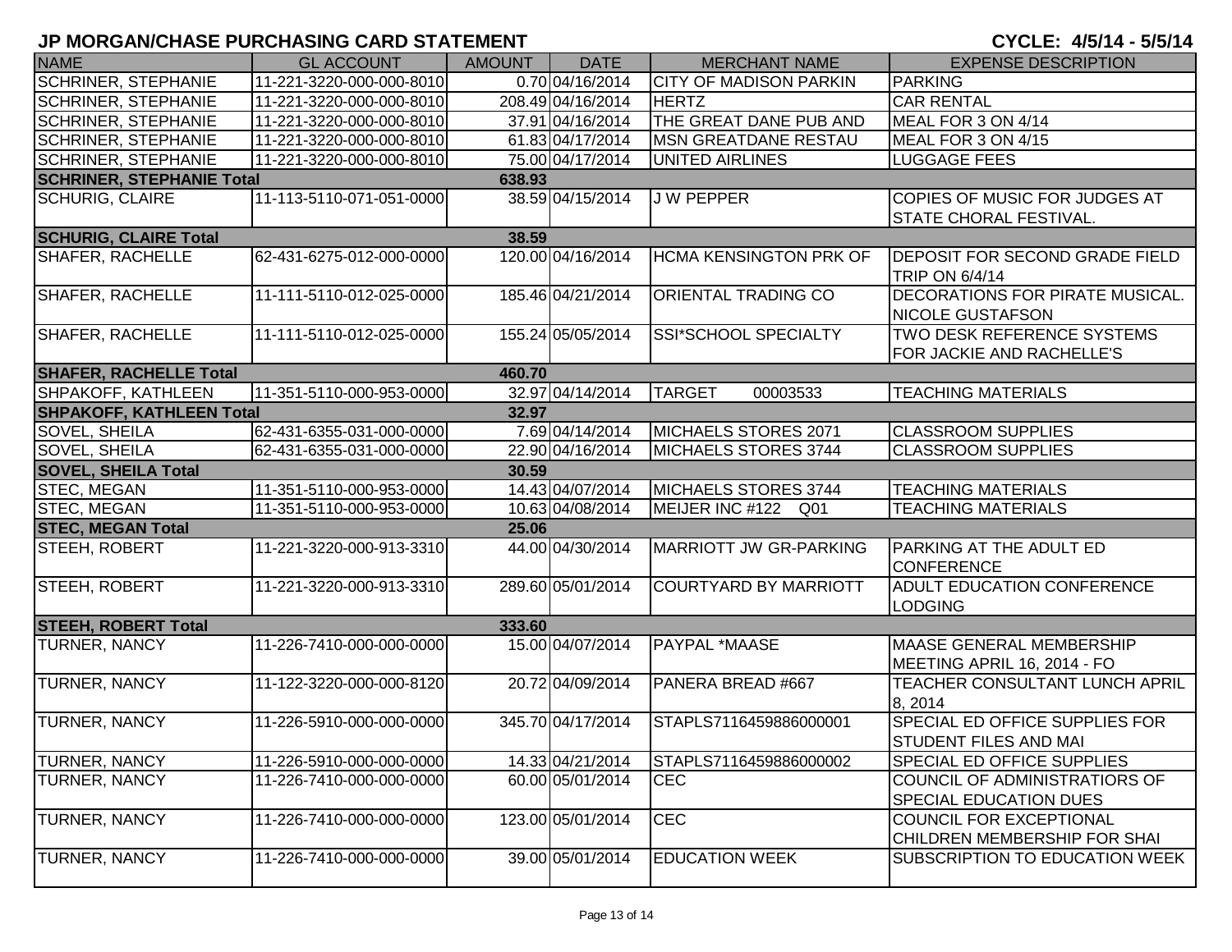# JP MORGAN/CHASE PURCHASING CARD STATEMENT

**CYCLE: 4/5/14 - 5/5/14**

| NAME | GL ACCOUNT | AMOUNT | DATE | MERCHANT NAME | EXPENSE DESCRIPTION |
|---|---|---|---|---|---|
| SCHRINER, STEPHANIE | 11-221-3220-000-000-8010 | 0.70 | 04/16/2014 | CITY OF MADISON PARKIN | PARKING |
| SCHRINER, STEPHANIE | 11-221-3220-000-000-8010 | 208.49 | 04/16/2014 | HERTZ | CAR RENTAL |
| SCHRINER, STEPHANIE | 11-221-3220-000-000-8010 | 37.91 | 04/16/2014 | THE GREAT DANE PUB AND | MEAL FOR 3 ON 4/14 |
| SCHRINER, STEPHANIE | 11-221-3220-000-000-8010 | 61.83 | 04/17/2014 | MSN GREATDANE RESTAU | MEAL FOR 3 ON 4/15 |
| SCHRINER, STEPHANIE | 11-221-3220-000-000-8010 | 75.00 | 04/17/2014 | UNITED AIRLINES | LUGGAGE FEES |
| **SCHRINER, STEPHANIE Total** | | **638.93** | | | |
| SCHURIG, CLAIRE | 11-113-5110-071-051-0000 | 38.59 | 04/15/2014 | J W PEPPER | COPIES OF MUSIC FOR JUDGES AT STATE CHORAL FESTIVAL. |
| **SCHURIG, CLAIRE Total** | | **38.59** | | | |
| SHAFER, RACHELLE | 62-431-6275-012-000-0000 | 120.00 | 04/16/2014 | HCMA KENSINGTON PRK OF | DEPOSIT FOR SECOND GRADE FIELD TRIP ON 6/4/14 |
| SHAFER, RACHELLE | 11-111-5110-012-025-0000 | 185.46 | 04/21/2014 | ORIENTAL TRADING CO | DECORATIONS FOR PIRATE MUSICAL. NICOLE GUSTAFSON |
| SHAFER, RACHELLE | 11-111-5110-012-025-0000 | 155.24 | 05/05/2014 | SSI*SCHOOL SPECIALTY | TWO DESK REFERENCE SYSTEMS FOR JACKIE AND RACHELLE'S |
| **SHAFER, RACHELLE Total** | | **460.70** | | | |
| SHPAKOFF, KATHLEEN | 11-351-5110-000-953-0000 | 32.97 | 04/14/2014 | TARGET 00003533 | TEACHING MATERIALS |
| **SHPAKOFF, KATHLEEN Total** | | **32.97** | | | |
| SOVEL, SHEILA | 62-431-6355-031-000-0000 | 7.69 | 04/14/2014 | MICHAELS STORES 2071 | CLASSROOM SUPPLIES |
| SOVEL, SHEILA | 62-431-6355-031-000-0000 | 22.90 | 04/16/2014 | MICHAELS STORES 3744 | CLASSROOM SUPPLIES |
| **SOVEL, SHEILA Total** | | **30.59** | | | |
| STEC, MEGAN | 11-351-5110-000-953-0000 | 14.43 | 04/07/2014 | MICHAELS STORES 3744 | TEACHING MATERIALS |
| STEC, MEGAN | 11-351-5110-000-953-0000 | 10.63 | 04/08/2014 | MEIJER INC #122 Q01 | TEACHING MATERIALS |
| **STEC, MEGAN Total** | | **25.06** | | | |
| STEEH, ROBERT | 11-221-3220-000-913-3310 | 44.00 | 04/30/2014 | MARRIOTT JW GR-PARKING | PARKING AT THE ADULT ED CONFERENCE |
| STEEH, ROBERT | 11-221-3220-000-913-3310 | 289.60 | 05/01/2014 | COURTYARD BY MARRIOTT | ADULT EDUCATION CONFERENCE LODGING |
| **STEEH, ROBERT Total** | | **333.60** | | | |
| TURNER, NANCY | 11-226-7410-000-000-0000 | 15.00 | 04/07/2014 | PAYPAL *MAASE | MAASE GENERAL MEMBERSHIP MEETING APRIL 16, 2014 - FO |
| TURNER, NANCY | 11-122-3220-000-000-8120 | 20.72 | 04/09/2014 | PANERA BREAD #667 | TEACHER CONSULTANT LUNCH APRIL 8, 2014 |
| TURNER, NANCY | 11-226-5910-000-000-0000 | 345.70 | 04/17/2014 | STAPLS7116459886000001 | SPECIAL ED OFFICE SUPPLIES FOR STUDENT FILES AND MAI |
| TURNER, NANCY | 11-226-5910-000-000-0000 | 14.33 | 04/21/2014 | STAPLS7116459886000002 | SPECIAL ED OFFICE SUPPLIES |
| TURNER, NANCY | 11-226-7410-000-000-0000 | 60.00 | 05/01/2014 | CEC | COUNCIL OF ADMINISTRATIORS OF SPECIAL EDUCATION DUES |
| TURNER, NANCY | 11-226-7410-000-000-0000 | 123.00 | 05/01/2014 | CEC | COUNCIL FOR EXCEPTIONAL CHILDREN MEMBERSHIP FOR SHAI |
| TURNER, NANCY | 11-226-7410-000-000-0000 | 39.00 | 05/01/2014 | EDUCATION WEEK | SUBSCRIPTION TO EDUCATION WEEK |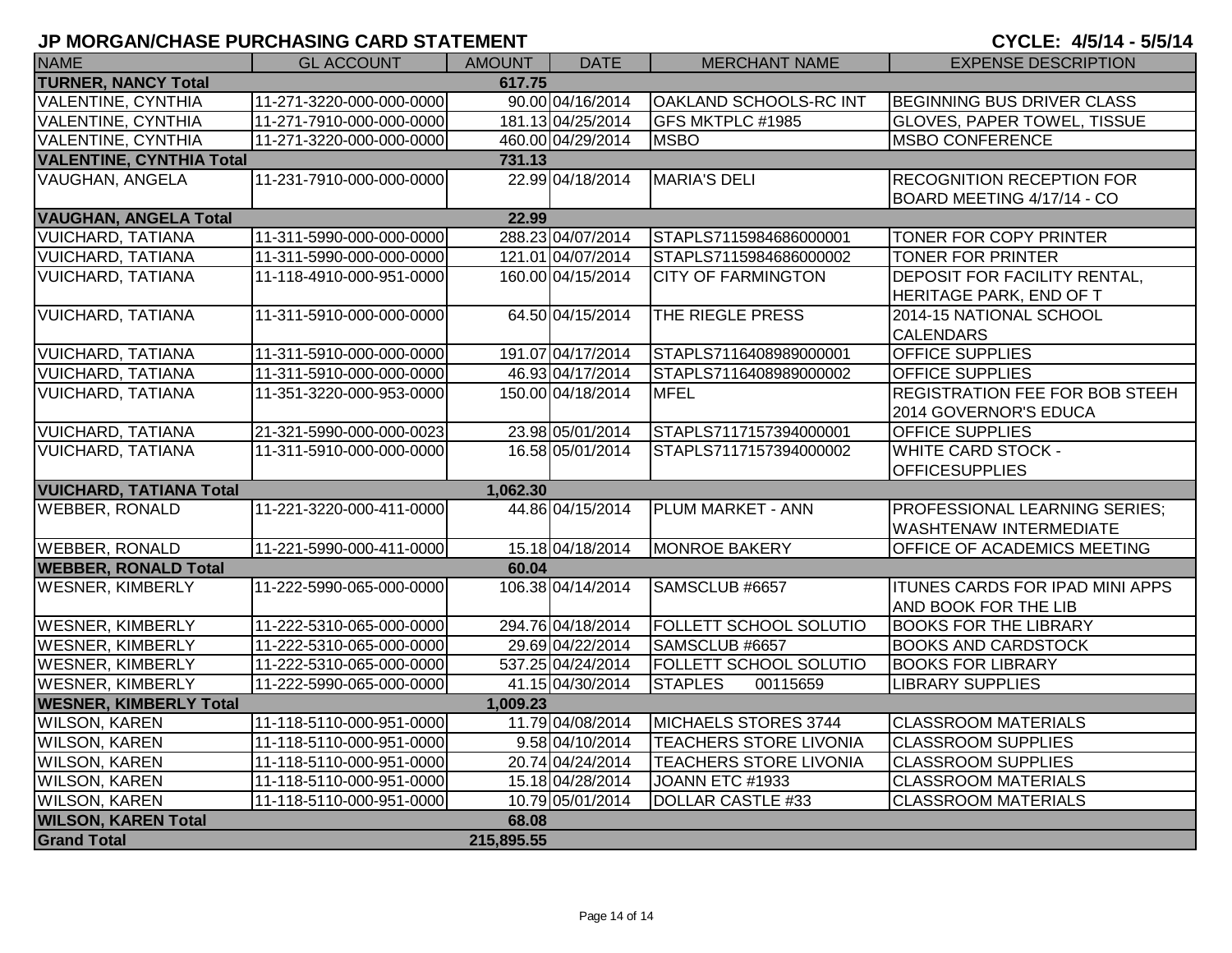# JP MORGAN/CHASE PURCHASING CARD STATEMENT

**CYCLE: 4/5/14 - 5/5/14**

| NAME | GL ACCOUNT | AMOUNT | DATE | MERCHANT NAME | EXPENSE DESCRIPTION |
|---|---|---|---|---|---|
| **TURNER, NANCY Total** | | **617.75** | | | |
| VALENTINE, CYNTHIA | 11-271-3220-000-000-0000 | 90.00 | 04/16/2014 | OAKLAND SCHOOLS-RC INT | BEGINNING BUS DRIVER CLASS |
| VALENTINE, CYNTHIA | 11-271-7910-000-000-0000 | 181.13 | 04/25/2014 | GFS MKTPLC #1985 | GLOVES, PAPER TOWEL, TISSUE |
| VALENTINE, CYNTHIA | 11-271-3220-000-000-0000 | 460.00 | 04/29/2014 | MSBO | MSBO CONFERENCE |
| **VALENTINE, CYNTHIA Total** | | **731.13** | | | |
| VAUGHAN, ANGELA | 11-231-7910-000-000-0000 | 22.99 | 04/18/2014 | MARIA'S DELI | RECOGNITION RECEPTION FOR BOARD MEETING 4/17/14 - CO |
| **VAUGHAN, ANGELA Total** | | **22.99** | | | |
| VUICHARD, TATIANA | 11-311-5990-000-000-0000 | 288.23 | 04/07/2014 | STAPLS7115984686000001 | TONER FOR COPY PRINTER |
| VUICHARD, TATIANA | 11-311-5990-000-000-0000 | 121.01 | 04/07/2014 | STAPLS7115984686000002 | TONER FOR PRINTER |
| VUICHARD, TATIANA | 11-118-4910-000-951-0000 | 160.00 | 04/15/2014 | CITY OF FARMINGTON | DEPOSIT FOR FACILITY RENTAL, HERITAGE PARK, END OF T |
| VUICHARD, TATIANA | 11-311-5910-000-000-0000 | 64.50 | 04/15/2014 | THE RIEGLE PRESS | 2014-15 NATIONAL SCHOOL CALENDARS |
| VUICHARD, TATIANA | 11-311-5910-000-000-0000 | 191.07 | 04/17/2014 | STAPLS7116408989000001 | OFFICE SUPPLIES |
| VUICHARD, TATIANA | 11-311-5910-000-000-0000 | 46.93 | 04/17/2014 | STAPLS7116408989000002 | OFFICE SUPPLIES |
| VUICHARD, TATIANA | 11-351-3220-000-953-0000 | 150.00 | 04/18/2014 | MFEL | REGISTRATION FEE FOR BOB STEEH 2014 GOVERNOR'S EDUCA |
| VUICHARD, TATIANA | 21-321-5990-000-000-0023 | 23.98 | 05/01/2014 | STAPLS7117157394000001 | OFFICE SUPPLIES |
| VUICHARD, TATIANA | 11-311-5910-000-000-0000 | 16.58 | 05/01/2014 | STAPLS7117157394000002 | WHITE CARD STOCK - OFFICESUPPLIES |
| **VUICHARD, TATIANA Total** | | **1,062.30** | | | |
| WEBBER, RONALD | 11-221-3220-000-411-0000 | 44.86 | 04/15/2014 | PLUM MARKET - ANN | PROFESSIONAL LEARNING SERIES; WASHTENAW INTERMEDIATE |
| WEBBER, RONALD | 11-221-5990-000-411-0000 | 15.18 | 04/18/2014 | MONROE BAKERY | OFFICE OF ACADEMICS MEETING |
| **WEBBER, RONALD Total** | | **60.04** | | | |
| WESNER, KIMBERLY | 11-222-5990-065-000-0000 | 106.38 | 04/14/2014 | SAMSCLUB #6657 | ITUNES CARDS FOR IPAD MINI APPS AND BOOK FOR THE LIB |
| WESNER, KIMBERLY | 11-222-5310-065-000-0000 | 294.76 | 04/18/2014 | FOLLETT SCHOOL SOLUTIO | BOOKS FOR THE LIBRARY |
| WESNER, KIMBERLY | 11-222-5310-065-000-0000 | 29.69 | 04/22/2014 | SAMSCLUB #6657 | BOOKS AND CARDSTOCK |
| WESNER, KIMBERLY | 11-222-5310-065-000-0000 | 537.25 | 04/24/2014 | FOLLETT SCHOOL SOLUTIO | BOOKS FOR LIBRARY |
| WESNER, KIMBERLY | 11-222-5990-065-000-0000 | 41.15 | 04/30/2014 | STAPLES 00115659 | LIBRARY SUPPLIES |
| **WESNER, KIMBERLY Total** | | **1,009.23** | | | |
| WILSON, KAREN | 11-118-5110-000-951-0000 | 11.79 | 04/08/2014 | MICHAELS STORES 3744 | CLASSROOM MATERIALS |
| WILSON, KAREN | 11-118-5110-000-951-0000 | 9.58 | 04/10/2014 | TEACHERS STORE LIVONIA | CLASSROOM SUPPLIES |
| WILSON, KAREN | 11-118-5110-000-951-0000 | 20.74 | 04/24/2014 | TEACHERS STORE LIVONIA | CLASSROOM SUPPLIES |
| WILSON, KAREN | 11-118-5110-000-951-0000 | 15.18 | 04/28/2014 | JOANN ETC #1933 | CLASSROOM MATERIALS |
| WILSON, KAREN | 11-118-5110-000-951-0000 | 10.79 | 05/01/2014 | DOLLAR CASTLE #33 | CLASSROOM MATERIALS |
| **WILSON, KAREN Total** | | **68.08** | | | |
| **Grand Total** | | **215,895.55** | | | |